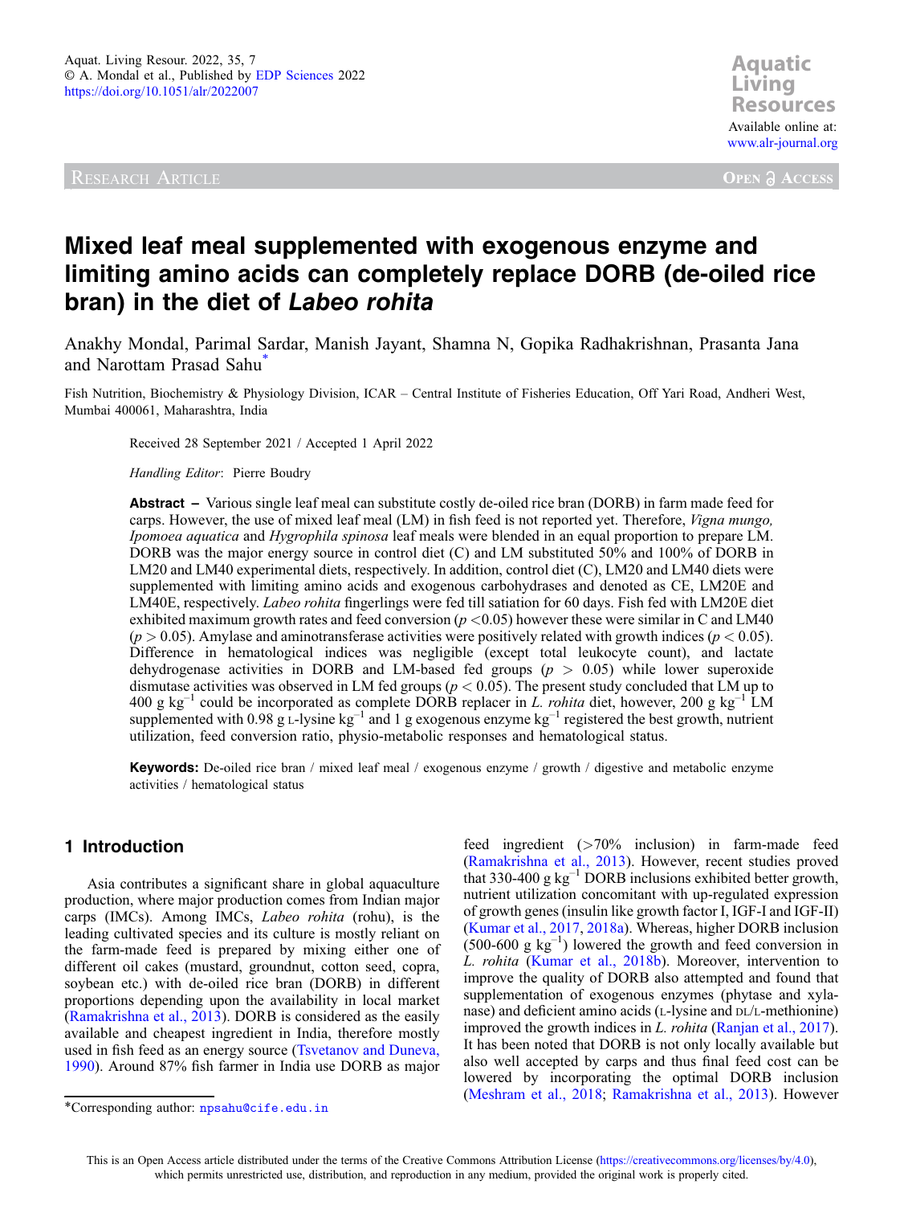Aquat. Living Resour. 2022, 35, 7
© A. Mondal et al., Published by EDP Sciences 2022
https://doi.org/10.1051/alr/2022007

Aquatic Living Resources

Available online at: www.alr-journal.org

RESEARCH ARTICLE

OPEN ACCESS

# Mixed leaf meal supplemented with exogenous enzyme and limiting amino acids can completely replace DORB (de-oiled rice bran) in the diet of *Labeo rohita*

Anakhy Mondal, Parimal Sardar, Manish Jayant, Shamna N, Gopika Radhakrishnan, Prasanta Jana and Narottam Prasad Sahu*

Fish Nutrition, Biochemistry & Physiology Division, ICAR – Central Institute of Fisheries Education, Off Yari Road, Andheri West, Mumbai 400061, Maharashtra, India

Received 28 September 2021 / Accepted 1 April 2022

*Handling Editor*: Pierre Boudry

**Abstract –** Various single leaf meal can substitute costly de-oiled rice bran (DORB) in farm made feed for carps. However, the use of mixed leaf meal (LM) in fish feed is not reported yet. Therefore, *Vigna mungo, Ipomoea aquatica* and *Hygrophila spinosa* leaf meals were blended in an equal proportion to prepare LM. DORB was the major energy source in control diet (C) and LM substituted 50% and 100% of DORB in LM20 and LM40 experimental diets, respectively. In addition, control diet (C), LM20 and LM40 diets were supplemented with limiting amino acids and exogenous carbohydrases and denoted as CE, LM20E and LM40E, respectively. *Labeo rohita* fingerlings were fed till satiation for 60 days. Fish fed with LM20E diet exhibited maximum growth rates and feed conversion ($p < 0.05$) however these were similar in C and LM40 ($p > 0.05$). Amylase and aminotransferase activities were positively related with growth indices ($p < 0.05$). Difference in hematological indices was negligible (except total leukocyte count), and lactate dehydrogenase activities in DORB and LM-based fed groups ($p > 0.05$) while lower superoxide dismutase activities was observed in LM fed groups ($p < 0.05$). The present study concluded that LM up to 400 g $kg^{-1}$ could be incorporated as complete DORB replacer in *L. rohita* diet, however, 200 g $kg^{-1}$ LM supplemented with 0.98 g L-lysine $kg^{-1}$ and 1 g exogenous enzyme $kg^{-1}$ registered the best growth, nutrient utilization, feed conversion ratio, physio-metabolic responses and hematological status.

**Keywords:** De-oiled rice bran / mixed leaf meal / exogenous enzyme / growth / digestive and metabolic enzyme activities / hematological status

## 1 Introduction

Asia contributes a significant share in global aquaculture production, where major production comes from Indian major carps (IMCs). Among IMCs, *Labeo rohita* (rohu), is the leading cultivated species and its culture is mostly reliant on the farm-made feed is prepared by mixing either one of different oil cakes (mustard, groundnut, cotton seed, copra, soybean etc.) with de-oiled rice bran (DORB) in different proportions depending upon the availability in local market (Ramakrishna et al., 2013). DORB is considered as the easily available and cheapest ingredient in India, therefore mostly used in fish feed as an energy source (Tsvetanov and Duneva, 1990). Around 87% fish farmer in India use DORB as major feed ingredient (>70% inclusion) in farm-made feed (Ramakrishna et al., 2013). However, recent studies proved that 330-400 g $kg^{-1}$ DORB inclusions exhibited better growth, nutrient utilization concomitant with up-regulated expression of growth genes (insulin like growth factor I, IGF-I and IGF-II) (Kumar et al., 2017, 2018a). Whereas, higher DORB inclusion (500-600 g $kg^{-1}$) lowered the growth and feed conversion in *L. rohita* (Kumar et al., 2018b). Moreover, intervention to improve the quality of DORB also attempted and found that supplementation of exogenous enzymes (phytase and xylanase) and deficient amino acids (L-lysine and DL/L-methionine) improved the growth indices in *L. rohita* (Ranjan et al., 2017). It has been noted that DORB is not only locally available but also well accepted by carps and thus final feed cost can be lowered by incorporating the optimal DORB inclusion (Meshram et al., 2018; Ramakrishna et al., 2013). However

*Corresponding author: npsahu@cife.edu.in

This is an Open Access article distributed under the terms of the Creative Commons Attribution License (https://creativecommons.org/licenses/by/4.0), which permits unrestricted use, distribution, and reproduction in any medium, provided the original work is properly cited.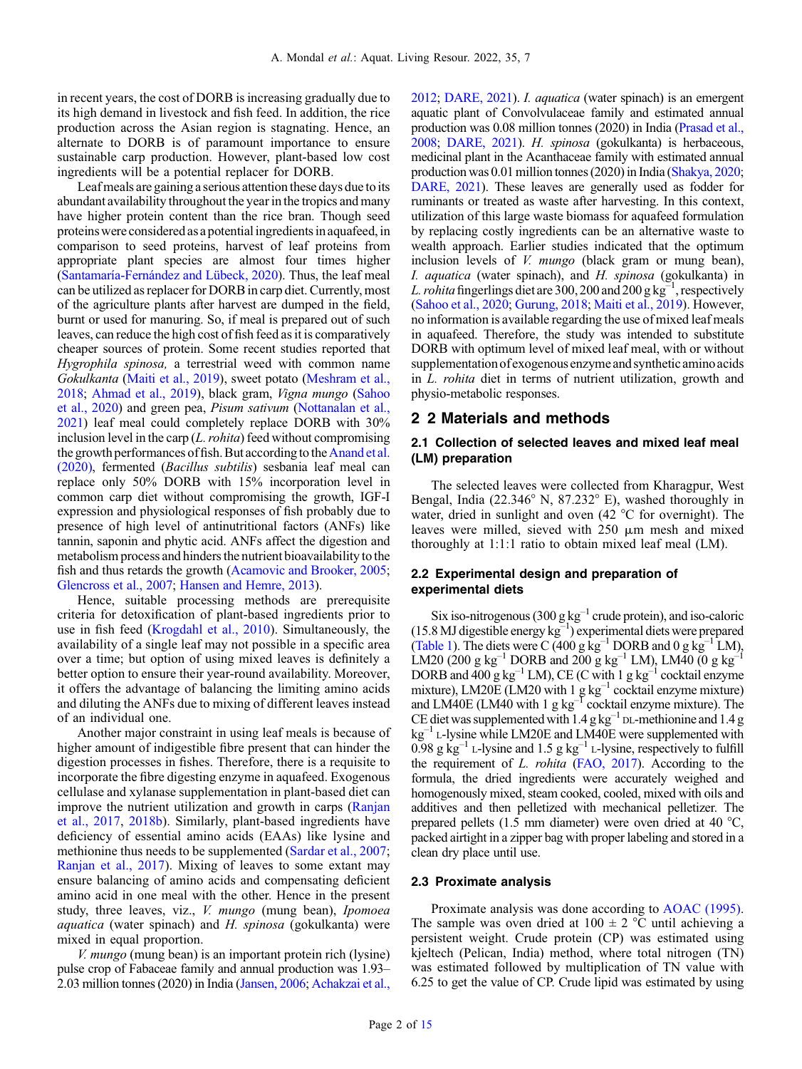in recent years, the cost of DORB is increasing gradually due to its high demand in livestock and fish feed. In addition, the rice production across the Asian region is stagnating. Hence, an alternate to DORB is of paramount importance to ensure sustainable carp production. However, plant-based low cost ingredients will be a potential replacer for DORB.

Leaf meals are gaining a serious attention these days due to its abundant availability throughout the year in the tropics and many have higher protein content than the rice bran. Though seed proteins were considered as a potential ingredients in aquafeed, in comparison to seed proteins, harvest of leaf proteins from appropriate plant species are almost four times higher (Santamaría-Fernández and Lübeck, 2020). Thus, the leaf meal can be utilized as replacer for DORB in carp diet. Currently, most of the agriculture plants after harvest are dumped in the field, burnt or used for manuring. So, if meal is prepared out of such leaves, can reduce the high cost of fish feed as it is comparatively cheaper sources of protein. Some recent studies reported that *Hygrophila spinosa,* a terrestrial weed with common name *Gokulkanta* (Maiti et al., 2019), sweet potato (Meshram et al., 2018; Ahmad et al., 2019), black gram, *Vigna mungo* (Sahoo et al., 2020) and green pea, *Pisum sativum* (Nottanalan et al., 2021) leaf meal could completely replace DORB with 30% inclusion level in the carp (*L. rohita*) feed without compromising the growth performances of fish. But according to the Anand et al. (2020), fermented (*Bacillus subtilis*) sesbania leaf meal can replace only 50% DORB with 15% incorporation level in common carp diet without compromising the growth, IGF-I expression and physiological responses of fish probably due to presence of high level of antinutritional factors (ANFs) like tannin, saponin and phytic acid. ANFs affect the digestion and metabolism process and hinders the nutrient bioavailability to the fish and thus retards the growth (Acamovic and Brooker, 2005; Glencross et al., 2007; Hansen and Hemre, 2013).

Hence, suitable processing methods are prerequisite criteria for detoxification of plant-based ingredients prior to use in fish feed (Krogdahl et al., 2010). Simultaneously, the availability of a single leaf may not possible in a specific area over a time; but option of using mixed leaves is definitely a better option to ensure their year-round availability. Moreover, it offers the advantage of balancing the limiting amino acids and diluting the ANFs due to mixing of different leaves instead of an individual one.

Another major constraint in using leaf meals is because of higher amount of indigestible fibre present that can hinder the digestion processes in fishes. Therefore, there is a requisite to incorporate the fibre digesting enzyme in aquafeed. Exogenous cellulase and xylanase supplementation in plant-based diet can improve the nutrient utilization and growth in carps (Ranjan et al., 2017, 2018b). Similarly, plant-based ingredients have deficiency of essential amino acids (EAAs) like lysine and methionine thus needs to be supplemented (Sardar et al., 2007; Ranjan et al., 2017). Mixing of leaves to some extant may ensure balancing of amino acids and compensating deficient amino acid in one meal with the other. Hence in the present study, three leaves, viz., *V. mungo* (mung bean), *Ipomoea aquatica* (water spinach) and *H. spinosa* (gokulkanta) were mixed in equal proportion.

*V. mungo* (mung bean) is an important protein rich (lysine) pulse crop of Fabaceae family and annual production was 1.93–2.03 million tonnes (2020) in India (Jansen, 2006; Achakzai et al., 2012; DARE, 2021). *I. aquatica* (water spinach) is an emergent aquatic plant of Convolvulaceae family and estimated annual production was 0.08 million tonnes (2020) in India (Prasad et al., 2008; DARE, 2021). *H. spinosa* (gokulkanta) is herbaceous, medicinal plant in the Acanthaceae family with estimated annual production was 0.01 million tonnes (2020) in India (Shakya, 2020; DARE, 2021). These leaves are generally used as fodder for ruminants or treated as waste after harvesting. In this context, utilization of this large waste biomass for aquafeed formulation by replacing costly ingredients can be an alternative waste to wealth approach. Earlier studies indicated that the optimum inclusion levels of *V. mungo* (black gram or mung bean), *I. aquatica* (water spinach), and *H. spinosa* (gokulkanta) in *L. rohita* fingerlings diet are 300, 200 and 200 g $kg^{-1}$, respectively (Sahoo et al., 2020; Gurung, 2018; Maiti et al., 2019). However, no information is available regarding the use of mixed leaf meals in aquafeed. Therefore, the study was intended to substitute DORB with optimum level of mixed leaf meal, with or without supplementation of exogenous enzyme and synthetic amino acids in *L. rohita* diet in terms of nutrient utilization, growth and physio-metabolic responses.

## 2 2 Materials and methods

### 2.1 Collection of selected leaves and mixed leaf meal (LM) preparation

The selected leaves were collected from Kharagpur, West Bengal, India (22.346° N, 87.232° E), washed thoroughly in water, dried in sunlight and oven (42 °C for overnight). The leaves were milled, sieved with 250 μm mesh and mixed thoroughly at 1:1:1 ratio to obtain mixed leaf meal (LM).

### 2.2 Experimental design and preparation of experimental diets

Six iso-nitrogenous (300 g $kg^{-1}$ crude protein), and iso-caloric (15.8 MJ digestible energy $kg^{-1}$) experimental diets were prepared (Table 1). The diets were C (400 g $kg^{-1}$ DORB and 0 g $kg^{-1}$ LM), LM20 (200 g $kg^{-1}$ DORB and 200 g $kg^{-1}$ LM), LM40 (0 g $kg^{-1}$ DORB and 400 g $kg^{-1}$ LM), CE (C with 1 g $kg^{-1}$ cocktail enzyme mixture), LM20E (LM20 with 1 g $kg^{-1}$ cocktail enzyme mixture) and LM40E (LM40 with 1 g $kg^{-1}$ cocktail enzyme mixture). The CE diet was supplemented with 1.4 g $kg^{-1}$ DL-methionine and 1.4 g $kg^{-1}$ L-lysine while LM20E and LM40E were supplemented with 0.98 g $kg^{-1}$ L-lysine and 1.5 g $kg^{-1}$ L-lysine, respectively to fulfill the requirement of *L. rohita* (FAO, 2017). According to the formula, the dried ingredients were accurately weighed and homogenously mixed, steam cooked, cooled, mixed with oils and additives and then pelletized with mechanical pelletizer. The prepared pellets (1.5 mm diameter) were oven dried at 40 °C, packed airtight in a zipper bag with proper labeling and stored in a clean dry place until use.

### 2.3 Proximate analysis

Proximate analysis was done according to AOAC (1995). The sample was oven dried at 100 ± 2 °C until achieving a persistent weight. Crude protein (CP) was estimated using kjeltech (Pelican, India) method, where total nitrogen (TN) was estimated followed by multiplication of TN value with 6.25 to get the value of CP. Crude lipid was estimated by using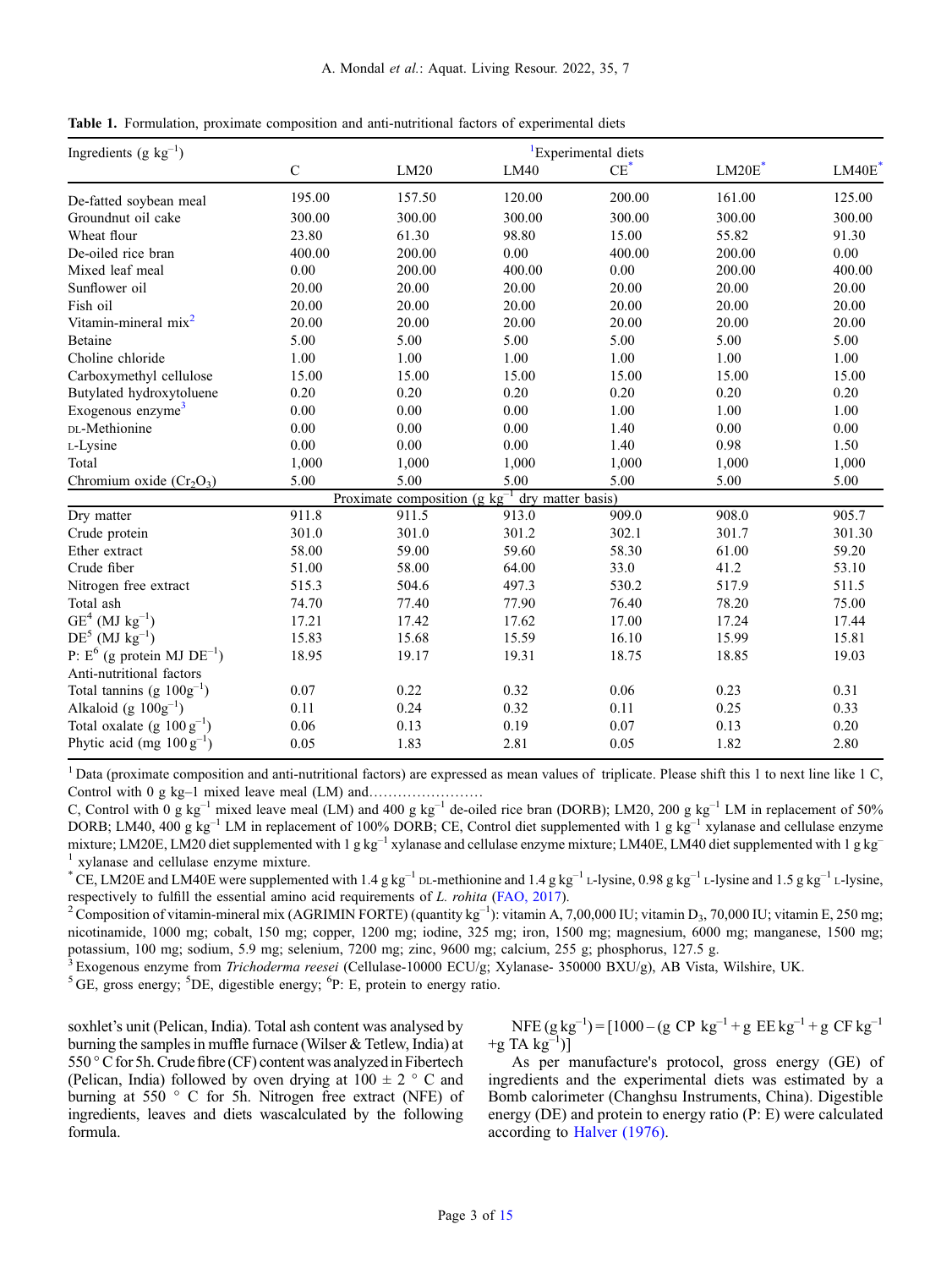**Table 1.** Formulation, proximate composition and anti-nutritional factors of experimental diets

| Ingredients (g $kg^{-1}$) | [1]Experimental diets | | | | | |
|---|---|---|---|---|---|---|
| | C | LM20 | LM40 | CE* | LM20E* | LM40E* |
| De-fatted soybean meal | 195.00 | 157.50 | 120.00 | 200.00 | 161.00 | 125.00 |
| Groundnut oil cake | 300.00 | 300.00 | 300.00 | 300.00 | 300.00 | 300.00 |
| Wheat flour | 23.80 | 61.30 | 98.80 | 15.00 | 55.82 | 91.30 |
| De-oiled rice bran | 400.00 | 200.00 | 0.00 | 400.00 | 200.00 | 0.00 |
| Mixed leaf meal | 0.00 | 200.00 | 400.00 | 0.00 | 200.00 | 400.00 |
| Sunflower oil | 20.00 | 20.00 | 20.00 | 20.00 | 20.00 | 20.00 |
| Fish oil | 20.00 | 20.00 | 20.00 | 20.00 | 20.00 | 20.00 |
| Vitamin-mineral mix[2] | 20.00 | 20.00 | 20.00 | 20.00 | 20.00 | 20.00 |
| Betaine | 5.00 | 5.00 | 5.00 | 5.00 | 5.00 | 5.00 |
| Choline chloride | 1.00 | 1.00 | 1.00 | 1.00 | 1.00 | 1.00 |
| Carboxymethyl cellulose | 15.00 | 15.00 | 15.00 | 15.00 | 15.00 | 15.00 |
| Butylated hydroxytoluene | 0.20 | 0.20 | 0.20 | 0.20 | 0.20 | 0.20 |
| Exogenous enzyme[3] | 0.00 | 0.00 | 0.00 | 1.00 | 1.00 | 1.00 |
| DL-Methionine | 0.00 | 0.00 | 0.00 | 1.40 | 0.00 | 0.00 |
| L-Lysine | 0.00 | 0.00 | 0.00 | 1.40 | 0.98 | 1.50 |
| Total | 1,000 | 1,000 | 1,000 | 1,000 | 1,000 | 1,000 |
| Chromium oxide ($Cr_2O_3$) | 5.00 | 5.00 | 5.00 | 5.00 | 5.00 | 5.00 |
| Proximate composition (g $kg^{-1}$ dry matter basis) | | | | | | |
| Dry matter | 911.8 | 911.5 | 913.0 | 909.0 | 908.0 | 905.7 |
| Crude protein | 301.0 | 301.0 | 301.2 | 302.1 | 301.7 | 301.30 |
| Ether extract | 58.00 | 59.00 | 59.60 | 58.30 | 61.00 | 59.20 |
| Crude fiber | 51.00 | 58.00 | 64.00 | 33.0 | 41.2 | 53.10 |
| Nitrogen free extract | 515.3 | 504.6 | 497.3 | 530.2 | 517.9 | 511.5 |
| Total ash | 74.70 | 77.40 | 77.90 | 76.40 | 78.20 | 75.00 |
| GE[4] (MJ $kg^{-1}$) | 17.21 | 17.42 | 17.62 | 17.00 | 17.24 | 17.44 |
| DE[5] (MJ $kg^{-1}$) | 15.83 | 15.68 | 15.59 | 16.10 | 15.99 | 15.81 |
| P: E[6] (g protein MJ $DE^{-1}$) | 18.95 | 19.17 | 19.31 | 18.75 | 18.85 | 19.03 |
| Anti-nutritional factors | | | | | | |
| Total tannins (g $100g^{-1}$) | 0.07 | 0.22 | 0.32 | 0.06 | 0.23 | 0.31 |
| Alkaloid (g $100g^{-1}$) | 0.11 | 0.24 | 0.32 | 0.11 | 0.25 | 0.33 |
| Total oxalate (g $100\,g^{-1}$) | 0.06 | 0.13 | 0.19 | 0.07 | 0.13 | 0.20 |
| Phytic acid (mg $100\,g^{-1}$) | 0.05 | 1.83 | 2.81 | 0.05 | 1.82 | 2.80 |

[1] Data (proximate composition and anti-nutritional factors) are expressed as mean values of triplicate. Please shift this 1 to next line like 1 C, Control with 0 g kg–1 mixed leave meal (LM) and……………………

C, Control with 0 g $kg^{-1}$ mixed leave meal (LM) and 400 g $kg^{-1}$ de-oiled rice bran (DORB); LM20, 200 g $kg^{-1}$ LM in replacement of 50% DORB; LM40, 400 g $kg^{-1}$ LM in replacement of 100% DORB; CE, Control diet supplemented with 1 g $kg^{-1}$ xylanase and cellulase enzyme mixture; LM20E, LM20 diet supplemented with 1 g $kg^{-1}$ xylanase and cellulase enzyme mixture; LM40E, LM40 diet supplemented with 1 g $kg^{-1}$ xylanase and cellulase enzyme mixture.

\* CE, LM20E and LM40E were supplemented with 1.4 g $kg^{-1}$ DL-methionine and 1.4 g $kg^{-1}$ L-lysine, 0.98 g $kg^{-1}$ L-lysine and 1.5 g $kg^{-1}$ L-lysine, respectively to fulfill the essential amino acid requirements of *L. rohita* (FAO, 2017).

[2] Composition of vitamin-mineral mix (AGRIMIN FORTE) (quantity $kg^{-1}$): vitamin A, 7,00,000 IU; vitamin $D_3$, 70,000 IU; vitamin E, 250 mg; nicotinamide, 1000 mg; cobalt, 150 mg; copper, 1200 mg; iodine, 325 mg; iron, 1500 mg; magnesium, 6000 mg; manganese, 1500 mg; potassium, 100 mg; sodium, 5.9 mg; selenium, 7200 mg; zinc, 9600 mg; calcium, 255 g; phosphorus, 127.5 g.

[3] Exogenous enzyme from *Trichoderma reesei* (Cellulase-10000 ECU/g; Xylanase- 350000 BXU/g), AB Vista, Wilshire, UK.

[5] GE, gross energy; [5]DE, digestible energy; [6]P: E, protein to energy ratio.

soxhlet's unit (Pelican, India). Total ash content was analysed by burning the samples in muffle furnace (Wilser & Tetlew, India) at 550 °C for 5h. Crude fibre (CF) content was analyzed in Fibertech (Pelican, India) followed by oven drying at 100 ± 2 °C and burning at 550 °C for 5h. Nitrogen free extract (NFE) of ingredients, leaves and diets wascalculated by the following formula.

$$\text{NFE}\,(\text{g kg}^{-1}) = [1000 - (\text{g CP kg}^{-1} + \text{g EE kg}^{-1} + \text{g CF kg}^{-1} + \text{g TA kg}^{-1})]$$

As per manufacture's protocol, gross energy (GE) of ingredients and the experimental diets was estimated by a Bomb calorimeter (Changhsu Instruments, China). Digestible energy (DE) and protein to energy ratio (P: E) were calculated according to Halver (1976).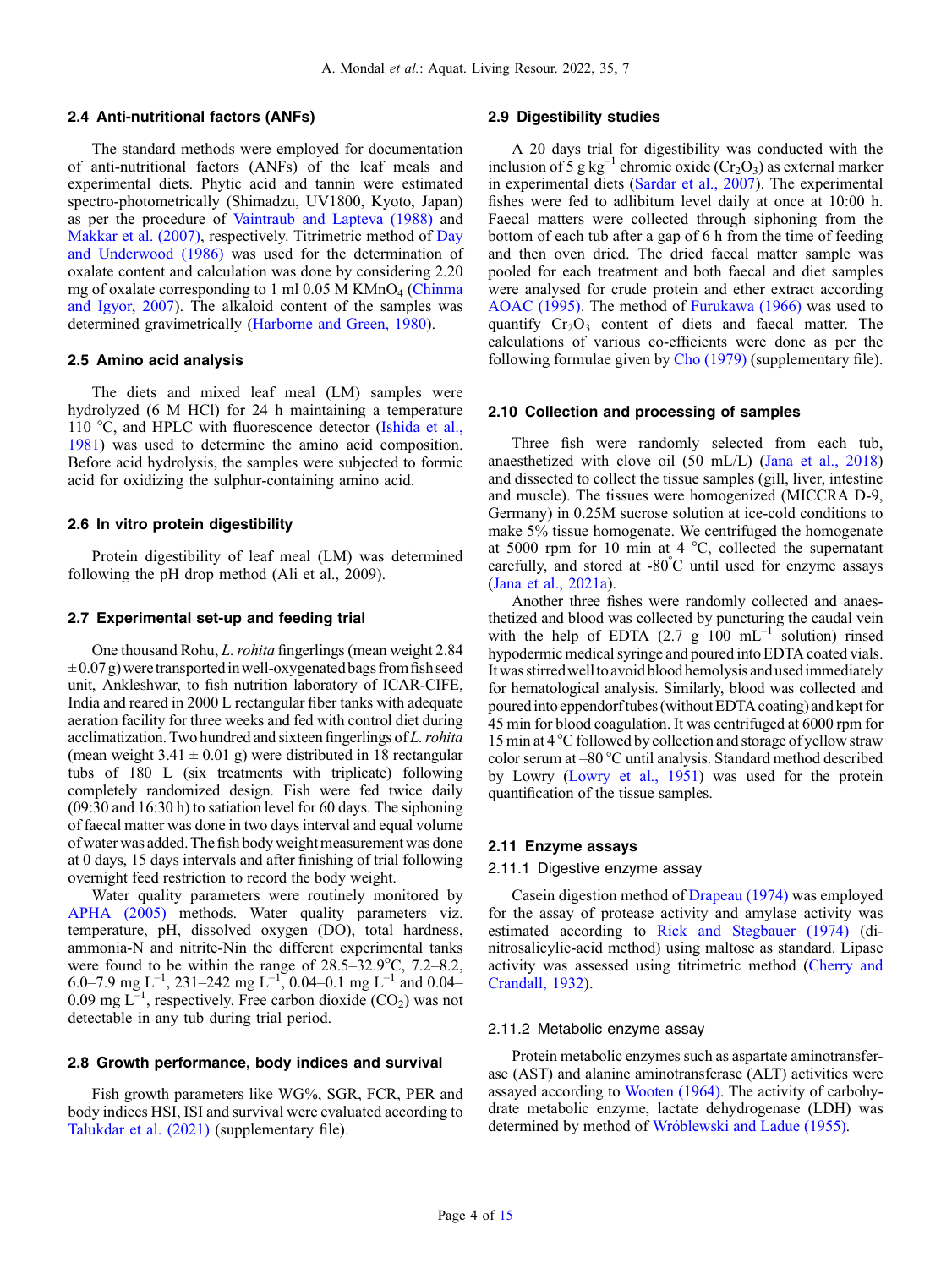### 2.4 Anti-nutritional factors (ANFs)

The standard methods were employed for documentation of anti-nutritional factors (ANFs) of the leaf meals and experimental diets. Phytic acid and tannin were estimated spectro-photometrically (Shimadzu, UV1800, Kyoto, Japan) as per the procedure of Vaintraub and Lapteva (1988) and Makkar et al. (2007), respectively. Titrimetric method of Day and Underwood (1986) was used for the determination of oxalate content and calculation was done by considering 2.20 mg of oxalate corresponding to 1 ml 0.05 M $KMnO_4$ (Chinma and Igyor, 2007). The alkaloid content of the samples was determined gravimetrically (Harborne and Green, 1980).

### 2.5 Amino acid analysis

The diets and mixed leaf meal (LM) samples were hydrolyzed (6 M HCl) for 24 h maintaining a temperature 110 °C, and HPLC with fluorescence detector (Ishida et al., 1981) was used to determine the amino acid composition. Before acid hydrolysis, the samples were subjected to formic acid for oxidizing the sulphur-containing amino acid.

### 2.6 In vitro protein digestibility

Protein digestibility of leaf meal (LM) was determined following the pH drop method (Ali et al., 2009).

### 2.7 Experimental set-up and feeding trial

One thousand Rohu, *L. rohita* fingerlings (mean weight 2.84 ± 0.07 g) were transported in well-oxygenated bags from fish seed unit, Ankleshwar, to fish nutrition laboratory of ICAR-CIFE, India and reared in 2000 L rectangular fiber tanks with adequate aeration facility for three weeks and fed with control diet during acclimatization. Two hundred and sixteen fingerlings of *L. rohita* (mean weight 3.41 ± 0.01 g) were distributed in 18 rectangular tubs of 180 L (six treatments with triplicate) following completely randomized design. Fish were fed twice daily (09:30 and 16:30 h) to satiation level for 60 days. The siphoning of faecal matter was done in two days interval and equal volume of water was added. The fish body weight measurement was done at 0 days, 15 days intervals and after finishing of trial following overnight feed restriction to record the body weight.

Water quality parameters were routinely monitored by APHA (2005) methods. Water quality parameters viz. temperature, pH, dissolved oxygen (DO), total hardness, ammonia-N and nitrite-Nin the different experimental tanks were found to be within the range of 28.5–32.9°C, 7.2–8.2, 6.0–7.9 mg $L^{-1}$, 231–242 mg $L^{-1}$, 0.04–0.1 mg $L^{-1}$ and 0.04–0.09 mg $L^{-1}$, respectively. Free carbon dioxide ($CO_2$) was not detectable in any tub during trial period.

### 2.8 Growth performance, body indices and survival

Fish growth parameters like WG%, SGR, FCR, PER and body indices HSI, ISI and survival were evaluated according to Talukdar et al. (2021) (supplementary file).

### 2.9 Digestibility studies

A 20 days trial for digestibility was conducted with the inclusion of 5 g $kg^{-1}$ chromic oxide ($Cr_2O_3$) as external marker in experimental diets (Sardar et al., 2007). The experimental fishes were fed to adlibitum level daily at once at 10:00 h. Faecal matters were collected through siphoning from the bottom of each tub after a gap of 6 h from the time of feeding and then oven dried. The dried faecal matter sample was pooled for each treatment and both faecal and diet samples were analysed for crude protein and ether extract according AOAC (1995). The method of Furukawa (1966) was used to quantify $Cr_2O_3$ content of diets and faecal matter. The calculations of various co-efficients were done as per the following formulae given by Cho (1979) (supplementary file).

### 2.10 Collection and processing of samples

Three fish were randomly selected from each tub, anaesthetized with clove oil (50 mL/L) (Jana et al., 2018) and dissected to collect the tissue samples (gill, liver, intestine and muscle). The tissues were homogenized (MICCRA D-9, Germany) in 0.25M sucrose solution at ice-cold conditions to make 5% tissue homogenate. We centrifuged the homogenate at 5000 rpm for 10 min at 4 °C, collected the supernatant carefully, and stored at -80°C until used for enzyme assays (Jana et al., 2021a).

Another three fishes were randomly collected and anaesthetized and blood was collected by puncturing the caudal vein with the help of EDTA (2.7 g 100 $mL^{-1}$ solution) rinsed hypodermic medical syringe and poured into EDTA coated vials. It was stirred well to avoid blood hemolysis and used immediately for hematological analysis. Similarly, blood was collected and poured into eppendorf tubes (without EDTA coating) and kept for 45 min for blood coagulation. It was centrifuged at 6000 rpm for 15 min at 4 °C followed by collection and storage of yellow straw color serum at –80 °C until analysis. Standard method described by Lowry (Lowry et al., 1951) was used for the protein quantification of the tissue samples.

### 2.11 Enzyme assays

#### 2.11.1 Digestive enzyme assay

Casein digestion method of Drapeau (1974) was employed for the assay of protease activity and amylase activity was estimated according to Rick and Stegbauer (1974) (dinitrosalicylic-acid method) using maltose as standard. Lipase activity was assessed using titrimetric method (Cherry and Crandall, 1932).

#### 2.11.2 Metabolic enzyme assay

Protein metabolic enzymes such as aspartate aminotransferase (AST) and alanine aminotransferase (ALT) activities were assayed according to Wooten (1964). The activity of carbohydrate metabolic enzyme, lactate dehydrogenase (LDH) was determined by method of Wróblewski and Ladue (1955).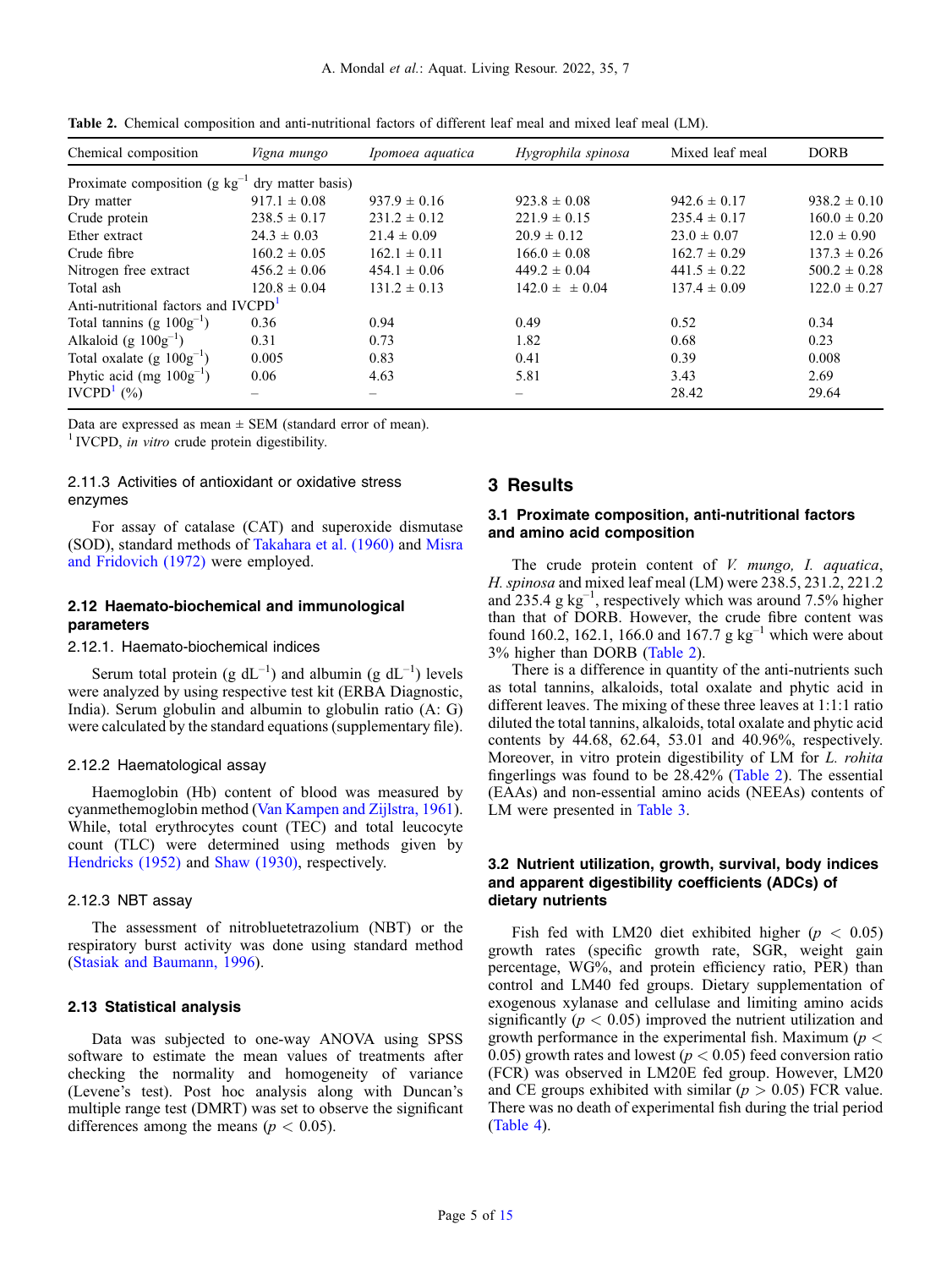**Table 2.** Chemical composition and anti-nutritional factors of different leaf meal and mixed leaf meal (LM).

| Chemical composition | *Vigna mungo* | *Ipomoea aquatica* | *Hygrophila spinosa* | Mixed leaf meal | DORB |
|---|---|---|---|---|---|
| Proximate composition (g $kg^{-1}$ dry matter basis) | | | | | |
| Dry matter | 917.1 ± 0.08 | 937.9 ± 0.16 | 923.8 ± 0.08 | 942.6 ± 0.17 | 938.2 ± 0.10 |
| Crude protein | 238.5 ± 0.17 | 231.2 ± 0.12 | 221.9 ± 0.15 | 235.4 ± 0.17 | 160.0 ± 0.20 |
| Ether extract | 24.3 ± 0.03 | 21.4 ± 0.09 | 20.9 ± 0.12 | 23.0 ± 0.07 | 12.0 ± 0.90 |
| Crude fibre | 160.2 ± 0.05 | 162.1 ± 0.11 | 166.0 ± 0.08 | 162.7 ± 0.29 | 137.3 ± 0.26 |
| Nitrogen free extract | 456.2 ± 0.06 | 454.1 ± 0.06 | 449.2 ± 0.04 | 441.5 ± 0.22 | 500.2 ± 0.28 |
| Total ash | 120.8 ± 0.04 | 131.2 ± 0.13 | 142.0 ± ± 0.04 | 137.4 ± 0.09 | 122.0 ± 0.27 |
| Anti-nutritional factors and IVCPD[1] | | | | | |
| Total tannins (g $100g^{-1}$) | 0.36 | 0.94 | 0.49 | 0.52 | 0.34 |
| Alkaloid (g $100g^{-1}$) | 0.31 | 0.73 | 1.82 | 0.68 | 0.23 |
| Total oxalate (g $100g^{-1}$) | 0.005 | 0.83 | 0.41 | 0.39 | 0.008 |
| Phytic acid (mg $100g^{-1}$) | 0.06 | 4.63 | 5.81 | 3.43 | 2.69 |
| IVCPD[1] (%) | – | – | – | 28.42 | 29.64 |

Data are expressed as mean ± SEM (standard error of mean).
[1] IVCPD, *in vitro* crude protein digestibility.

#### 2.11.3 Activities of antioxidant or oxidative stress enzymes

For assay of catalase (CAT) and superoxide dismutase (SOD), standard methods of Takahara et al. (1960) and Misra and Fridovich (1972) were employed.

### 2.12 Haemato-biochemical and immunological parameters

#### 2.12.1. Haemato-biochemical indices

Serum total protein (g $dL^{-1}$) and albumin (g $dL^{-1}$) levels were analyzed by using respective test kit (ERBA Diagnostic, India). Serum globulin and albumin to globulin ratio (A: G) were calculated by the standard equations (supplementary file).

#### 2.12.2 Haematological assay

Haemoglobin (Hb) content of blood was measured by cyanmethemoglobin method (Van Kampen and Zijlstra, 1961). While, total erythrocytes count (TEC) and total leucocyte count (TLC) were determined using methods given by Hendricks (1952) and Shaw (1930), respectively.

#### 2.12.3 NBT assay

The assessment of nitrobluetetrazolium (NBT) or the respiratory burst activity was done using standard method (Stasiak and Baumann, 1996).

### 2.13 Statistical analysis

Data was subjected to one-way ANOVA using SPSS software to estimate the mean values of treatments after checking the normality and homogeneity of variance (Levene's test). Post hoc analysis along with Duncan's multiple range test (DMRT) was set to observe the significant differences among the means ($p < 0.05$).

## 3 Results

### 3.1 Proximate composition, anti-nutritional factors and amino acid composition

The crude protein content of *V. mungo, I. aquatica*, *H. spinosa* and mixed leaf meal (LM) were 238.5, 231.2, 221.2 and 235.4 g $kg^{-1}$, respectively which was around 7.5% higher than that of DORB. However, the crude fibre content was found 160.2, 162.1, 166.0 and 167.7 g $kg^{-1}$ which were about 3% higher than DORB (Table 2).

There is a difference in quantity of the anti-nutrients such as total tannins, alkaloids, total oxalate and phytic acid in different leaves. The mixing of these three leaves at 1:1:1 ratio diluted the total tannins, alkaloids, total oxalate and phytic acid contents by 44.68, 62.64, 53.01 and 40.96%, respectively. Moreover, in vitro protein digestibility of LM for *L. rohita* fingerlings was found to be 28.42% (Table 2). The essential (EAAs) and non-essential amino acids (NEEAs) contents of LM were presented in Table 3.

### 3.2 Nutrient utilization, growth, survival, body indices and apparent digestibility coefficients (ADCs) of dietary nutrients

Fish fed with LM20 diet exhibited higher ($p < 0.05$) growth rates (specific growth rate, SGR, weight gain percentage, WG%, and protein efficiency ratio, PER) than control and LM40 fed groups. Dietary supplementation of exogenous xylanase and cellulase and limiting amino acids significantly ($p < 0.05$) improved the nutrient utilization and growth performance in the experimental fish. Maximum ($p < 0.05$) growth rates and lowest ($p < 0.05$) feed conversion ratio (FCR) was observed in LM20E fed group. However, LM20 and CE groups exhibited with similar ($p > 0.05$) FCR value. There was no death of experimental fish during the trial period (Table 4).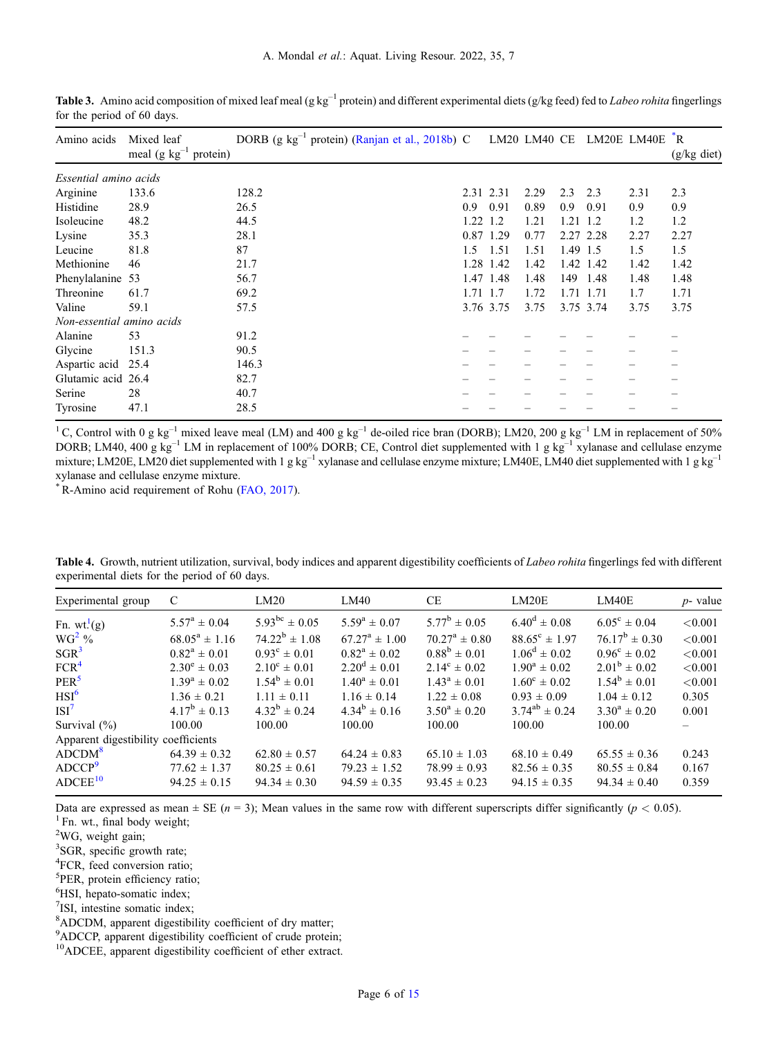**Table 3.** Amino acid composition of mixed leaf meal (g kg$^{-1}$ protein) and different experimental diets (g/kg feed) fed to *Labeo rohita* fingerlings for the period of 60 days.

| Amino acids | Mixed leaf meal (g kg$^{-1}$ protein) | DORB (g kg$^{-1}$ protein) (Ranjan et al., 2018b) | C | LM20 | LM40 | CE | LM20E | LM40E | [*]R (g/kg diet) |
|---|---|---|---|---|---|---|---|---|---|
| *Essential amino acids* | | | | | | | | | |
| Arginine | 133.6 | 128.2 | 2.31 | 2.31 | 2.29 | 2.3 | 2.3 | 2.31 | 2.3 |
| Histidine | 28.9 | 26.5 | 0.9 | 0.91 | 0.89 | 0.9 | 0.91 | 0.9 | 0.9 |
| Isoleucine | 48.2 | 44.5 | 1.22 | 1.2 | 1.21 | 1.21 | 1.2 | 1.2 | 1.2 |
| Lysine | 35.3 | 28.1 | 0.87 | 1.29 | 0.77 | 2.27 | 2.28 | 2.27 | 2.27 |
| Leucine | 81.8 | 87 | 1.5 | 1.51 | 1.51 | 1.49 | 1.5 | 1.5 | 1.5 |
| Methionine | 46 | 21.7 | 1.28 | 1.42 | 1.42 | 1.42 | 1.42 | 1.42 | 1.42 |
| Phenylalanine | 53 | 56.7 | 1.47 | 1.48 | 1.48 | 149 | 1.48 | 1.48 | 1.48 |
| Threonine | 61.7 | 69.2 | 1.71 | 1.7 | 1.72 | 1.71 | 1.71 | 1.7 | 1.71 |
| Valine | 59.1 | 57.5 | 3.76 | 3.75 | 3.75 | 3.75 | 3.74 | 3.75 | 3.75 |
| *Non-essential amino acids* | | | | | | | | | |
| Alanine | 53 | 91.2 | – | – | – | – | – | – | – |
| Glycine | 151.3 | 90.5 | – | – | – | – | – | – | – |
| Aspartic acid | 25.4 | 146.3 | – | – | – | – | – | – | – |
| Glutamic acid | 26.4 | 82.7 | – | – | – | – | – | – | – |
| Serine | 28 | 40.7 | – | – | – | – | – | – | – |
| Tyrosine | 47.1 | 28.5 | – | – | – | – | – | – | – |

[1] C, Control with 0 g kg$^{-1}$ mixed leave meal (LM) and 400 g kg$^{-1}$ de-oiled rice bran (DORB); LM20, 200 g kg$^{-1}$ LM in replacement of 50% DORB; LM40, 400 g kg$^{-1}$ LM in replacement of 100% DORB; CE, Control diet supplemented with 1 g kg$^{-1}$ xylanase and cellulase enzyme mixture; LM20E, LM20 diet supplemented with 1 g kg$^{-1}$ xylanase and cellulase enzyme mixture; LM40E, LM40 diet supplemented with 1 g kg$^{-1}$ xylanase and cellulase enzyme mixture.

[*] R-Amino acid requirement of Rohu (FAO, 2017).

**Table 4.** Growth, nutrient utilization, survival, body indices and apparent digestibility coefficients of *Labeo rohita* fingerlings fed with different experimental diets for the period of 60 days.

| Experimental group | C | LM20 | LM40 | CE | LM20E | LM40E | *p*- value |
|---|---|---|---|---|---|---|---|
| Fn. wt.[1](g) | $5.57^a \pm 0.04$ | $5.93^{bc} \pm 0.05$ | $5.59^a \pm 0.07$ | $5.77^b \pm 0.05$ | $6.40^d \pm 0.08$ | $6.05^c \pm 0.04$ | <0.001 |
| WG[2] % | $68.05^a \pm 1.16$ | $74.22^b \pm 1.08$ | $67.27^a \pm 1.00$ | $70.27^a \pm 0.80$ | $88.65^c \pm 1.97$ | $76.17^b \pm 0.30$ | <0.001 |
| SGR[3] | $0.82^a \pm 0.01$ | $0.93^c \pm 0.01$ | $0.82^a \pm 0.02$ | $0.88^b \pm 0.01$ | $1.06^d \pm 0.02$ | $0.96^c \pm 0.02$ | <0.001 |
| FCR[4] | $2.30^e \pm 0.03$ | $2.10^c \pm 0.01$ | $2.20^d \pm 0.01$ | $2.14^c \pm 0.02$ | $1.90^a \pm 0.02$ | $2.01^b \pm 0.02$ | <0.001 |
| PER[5] | $1.39^a \pm 0.02$ | $1.54^b \pm 0.01$ | $1.40^a \pm 0.01$ | $1.43^a \pm 0.01$ | $1.60^c \pm 0.02$ | $1.54^b \pm 0.01$ | <0.001 |
| HSI[6] | $1.36 \pm 0.21$ | $1.11 \pm 0.11$ | $1.16 \pm 0.14$ | $1.22 \pm 0.08$ | $0.93 \pm 0.09$ | $1.04 \pm 0.12$ | 0.305 |
| ISI[7] | $4.17^b \pm 0.13$ | $4.32^b \pm 0.24$ | $4.34^b \pm 0.16$ | $3.50^a \pm 0.20$ | $3.74^{ab} \pm 0.24$ | $3.30^a \pm 0.20$ | 0.001 |
| Survival (%) | 100.00 | 100.00 | 100.00 | 100.00 | 100.00 | 100.00 | – |
| Apparent digestibility coefficients | | | | | | | |
| ADCDM[8] | $64.39 \pm 0.32$ | $62.80 \pm 0.57$ | $64.24 \pm 0.83$ | $65.10 \pm 1.03$ | $68.10 \pm 0.49$ | $65.55 \pm 0.36$ | 0.243 |
| ADCCP[9] | $77.62 \pm 1.37$ | $80.25 \pm 0.61$ | $79.23 \pm 1.52$ | $78.99 \pm 0.93$ | $82.56 \pm 0.35$ | $80.55 \pm 0.84$ | 0.167 |
| ADCEE[10] | $94.25 \pm 0.15$ | $94.34 \pm 0.30$ | $94.59 \pm 0.35$ | $93.45 \pm 0.23$ | $94.15 \pm 0.35$ | $94.34 \pm 0.40$ | 0.359 |

Data are expressed as mean ± SE ($n$ = 3); Mean values in the same row with different superscripts differ significantly ($p < 0.05$).

[1] Fn. wt., final body weight;

[2] WG, weight gain;

[3] SGR, specific growth rate;

[4] FCR, feed conversion ratio;

[5] PER, protein efficiency ratio;

[6] HSI, hepato-somatic index;

[7] ISI, intestine somatic index;

[8] ADCDM, apparent digestibility coefficient of dry matter;

[9] ADCCP, apparent digestibility coefficient of crude protein;

[10] ADCEE, apparent digestibility coefficient of ether extract.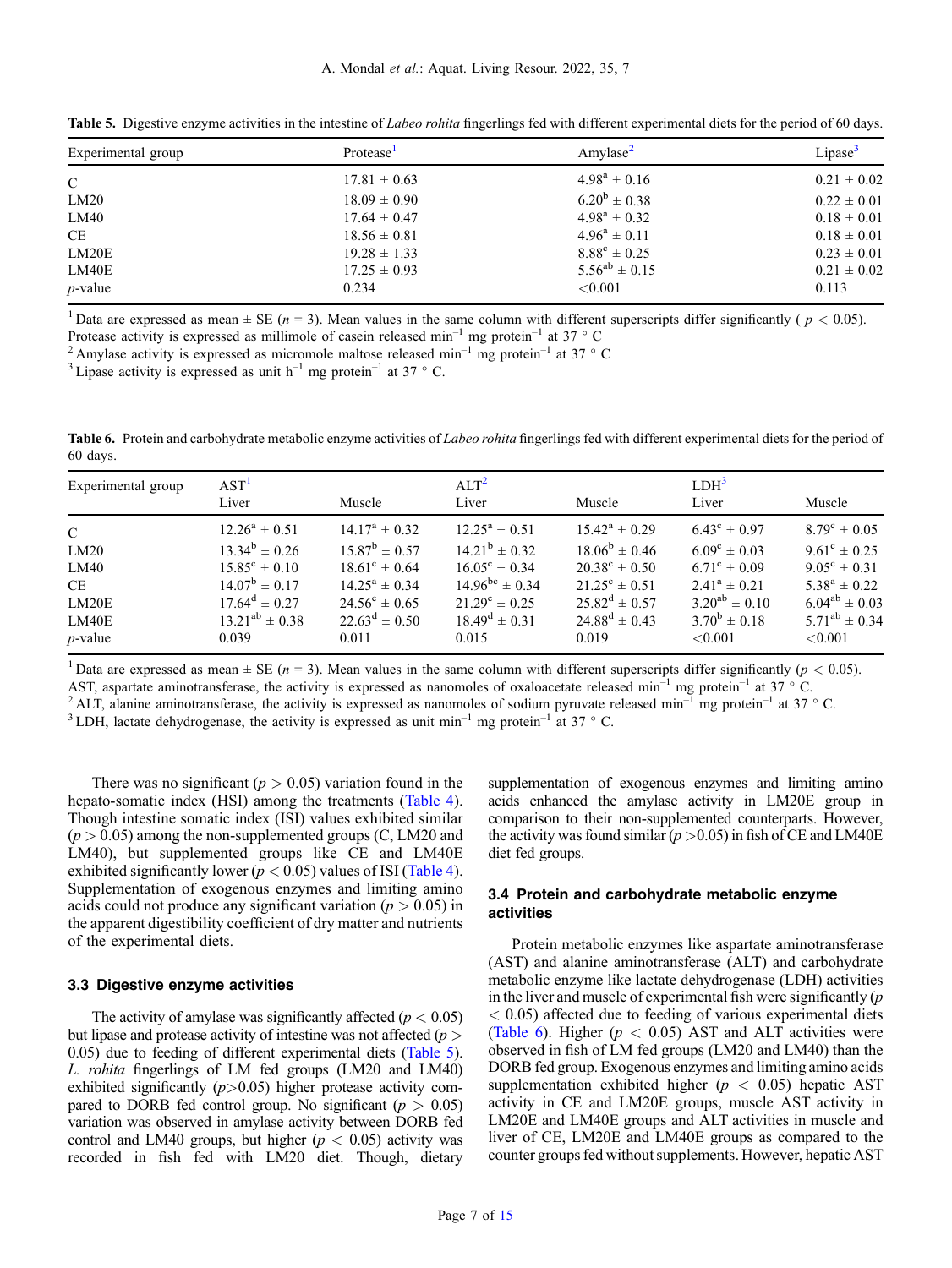**Table 5.** Digestive enzyme activities in the intestine of *Labeo rohita* fingerlings fed with different experimental diets for the period of 60 days.

| Experimental group | Protease[1] | Amylase[2] | Lipase[3] |
|---|---|---|---|
| C | 17.81 ± 0.63 | $4.98^{a}$ ± 0.16 | 0.21 ± 0.02 |
| LM20 | 18.09 ± 0.90 | $6.20^{b}$ ± 0.38 | 0.22 ± 0.01 |
| LM40 | 17.64 ± 0.47 | $4.98^{a}$ ± 0.32 | 0.18 ± 0.01 |
| CE | 18.56 ± 0.81 | $4.96^{a}$ ± 0.11 | 0.18 ± 0.01 |
| LM20E | 19.28 ± 1.33 | $8.88^{c}$ ± 0.25 | 0.23 ± 0.01 |
| LM40E | 17.25 ± 0.93 | $5.56^{ab}$ ± 0.15 | 0.21 ± 0.02 |
| *p*-value | 0.234 | <0.001 | 0.113 |

[1] Data are expressed as mean ± SE ($n$ = 3). Mean values in the same column with different superscripts differ significantly ( $p < 0.05$). Protease activity is expressed as millimole of casein released $\min^{-1}$ mg protein$^{-1}$ at 37 ° C

[2] Amylase activity is expressed as micromole maltose released $\min^{-1}$ mg protein$^{-1}$ at 37 ° C

[3] Lipase activity is expressed as unit $h^{-1}$ mg protein$^{-1}$ at 37 ° C.

**Table 6.** Protein and carbohydrate metabolic enzyme activities of *Labeo rohita* fingerlings fed with different experimental diets for the period of 60 days.

| Experimental group | AST[1] | | ALT[2] | | LDH[3] | |
|---|---|---|---|---|---|---|
| | Liver | Muscle | Liver | Muscle | Liver | Muscle |
| C | $12.26^{a}$ ± 0.51 | $14.17^{a}$ ± 0.32 | $12.25^{a}$ ± 0.51 | $15.42^{a}$ ± 0.29 | $6.43^{c}$ ± 0.97 | $8.79^{c}$ ± 0.05 |
| LM20 | $13.34^{b}$ ± 0.26 | $15.87^{b}$ ± 0.57 | $14.21^{b}$ ± 0.32 | $18.06^{b}$ ± 0.46 | $6.09^{c}$ ± 0.03 | $9.61^{c}$ ± 0.25 |
| LM40 | $15.85^{c}$ ± 0.10 | $18.61^{c}$ ± 0.64 | $16.05^{c}$ ± 0.34 | $20.38^{c}$ ± 0.50 | $6.71^{c}$ ± 0.09 | $9.05^{c}$ ± 0.31 |
| CE | $14.07^{b}$ ± 0.17 | $14.25^{a}$ ± 0.34 | $14.96^{bc}$ ± 0.34 | $21.25^{c}$ ± 0.51 | $2.41^{a}$ ± 0.21 | $5.38^{a}$ ± 0.22 |
| LM20E | $17.64^{d}$ ± 0.27 | $24.56^{e}$ ± 0.65 | $21.29^{e}$ ± 0.25 | $25.82^{d}$ ± 0.57 | $3.20^{ab}$ ± 0.10 | $6.04^{ab}$ ± 0.03 |
| LM40E | $13.21^{ab}$ ± 0.38 | $22.63^{d}$ ± 0.50 | $18.49^{d}$ ± 0.31 | $24.88^{d}$ ± 0.43 | $3.70^{b}$ ± 0.18 | $5.71^{ab}$ ± 0.34 |
| *p*-value | 0.039 | 0.011 | 0.015 | 0.019 | <0.001 | <0.001 |

[1] Data are expressed as mean ± SE ($n$ = 3). Mean values in the same column with different superscripts differ significantly ($p < 0.05$). AST, aspartate aminotransferase, the activity is expressed as nanomoles of oxaloacetate released $\min^{-1}$ mg protein$^{-1}$ at 37 ° C.

[2] ALT, alanine aminotransferase, the activity is expressed as nanomoles of sodium pyruvate released $\min^{-1}$ mg protein$^{-1}$ at 37 ° C.

[3] LDH, lactate dehydrogenase, the activity is expressed as unit $\min^{-1}$ mg protein$^{-1}$ at 37 ° C.

There was no significant ($p > 0.05$) variation found in the hepato-somatic index (HSI) among the treatments (Table 4). Though intestine somatic index (ISI) values exhibited similar ($p > 0.05$) among the non-supplemented groups (C, LM20 and LM40), but supplemented groups like CE and LM40E exhibited significantly lower ($p < 0.05$) values of ISI (Table 4). Supplementation of exogenous enzymes and limiting amino acids could not produce any significant variation ($p > 0.05$) in the apparent digestibility coefficient of dry matter and nutrients of the experimental diets.

### 3.3 Digestive enzyme activities

The activity of amylase was significantly affected ($p < 0.05$) but lipase and protease activity of intestine was not affected ($p > 0.05$) due to feeding of different experimental diets (Table 5). *L. rohita* fingerlings of LM fed groups (LM20 and LM40) exhibited significantly ($p$>0.05) higher protease activity compared to DORB fed control group. No significant ($p > 0.05$) variation was observed in amylase activity between DORB fed control and LM40 groups, but higher ($p < 0.05$) activity was recorded in fish fed with LM20 diet. Though, dietary supplementation of exogenous enzymes and limiting amino acids enhanced the amylase activity in LM20E group in comparison to their non-supplemented counterparts. However, the activity was found similar ($p$ >0.05) in fish of CE and LM40E diet fed groups.

### 3.4 Protein and carbohydrate metabolic enzyme activities

Protein metabolic enzymes like aspartate aminotransferase (AST) and alanine aminotransferase (ALT) and carbohydrate metabolic enzyme like lactate dehydrogenase (LDH) activities in the liver and muscle of experimental fish were significantly ($p < 0.05$) affected due to feeding of various experimental diets (Table 6). Higher ($p < 0.05$) AST and ALT activities were observed in fish of LM fed groups (LM20 and LM40) than the DORB fed group. Exogenous enzymes and limiting amino acids supplementation exhibited higher ($p < 0.05$) hepatic AST activity in CE and LM20E groups, muscle AST activity in LM20E and LM40E groups and ALT activities in muscle and liver of CE, LM20E and LM40E groups as compared to the counter groups fed without supplements. However, hepatic AST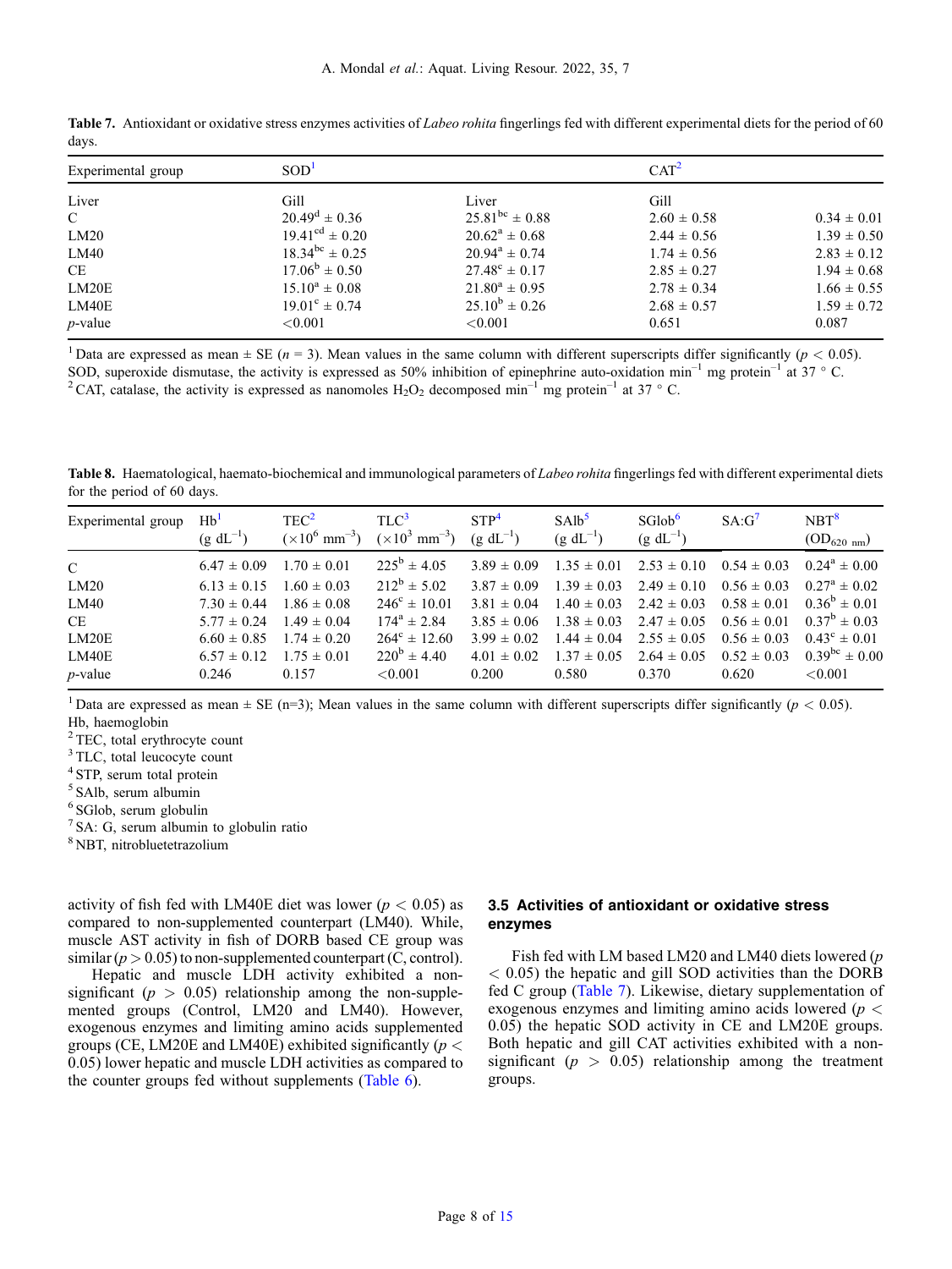**Table 7.** Antioxidant or oxidative stress enzymes activities of *Labeo rohita* fingerlings fed with different experimental diets for the period of 60 days.

| Experimental group | SOD[1] | | CAT[2] | |
|---|---|---|---|---|
| Liver | Gill | Liver | Gill | |
| C | $20.49^{d} \pm 0.36$ | $25.81^{bc} \pm 0.88$ | $2.60 \pm 0.58$ | $0.34 \pm 0.01$ |
| LM20 | $19.41^{cd} \pm 0.20$ | $20.62^{a} \pm 0.68$ | $2.44 \pm 0.56$ | $1.39 \pm 0.50$ |
| LM40 | $18.34^{bc} \pm 0.25$ | $20.94^{a} \pm 0.74$ | $1.74 \pm 0.56$ | $2.83 \pm 0.12$ |
| CE | $17.06^{b} \pm 0.50$ | $27.48^{c} \pm 0.17$ | $2.85 \pm 0.27$ | $1.94 \pm 0.68$ |
| LM20E | $15.10^{a} \pm 0.08$ | $21.80^{a} \pm 0.95$ | $2.78 \pm 0.34$ | $1.66 \pm 0.55$ |
| LM40E | $19.01^{c} \pm 0.74$ | $25.10^{b} \pm 0.26$ | $2.68 \pm 0.57$ | $1.59 \pm 0.72$ |
| *p*-value | $<0.001$ | $<0.001$ | 0.651 | 0.087 |

[1] Data are expressed as mean ± SE ($n = 3$). Mean values in the same column with different superscripts differ significantly ($p < 0.05$). SOD, superoxide dismutase, the activity is expressed as 50% inhibition of epinephrine auto-oxidation $min^{-1}$ mg $protein^{-1}$ at 37 °C.
[2] CAT, catalase, the activity is expressed as nanomoles $H_2O_2$ decomposed $min^{-1}$ mg $protein^{-1}$ at 37 °C.

**Table 8.** Haematological, haemato-biochemical and immunological parameters of *Labeo rohita* fingerlings fed with different experimental diets for the period of 60 days.

| Experimental group | Hb[1] ($g\ dL^{-1}$) | TEC[2] ($\times10^{6}\ mm^{-3}$) | TLC[3] ($\times10^{3}\ mm^{-3}$) | STP[4] ($g\ dL^{-1}$) | SAlb[5] ($g\ dL^{-1}$) | SGlob[6] ($g\ dL^{-1}$) | SA:G[7] | NBT[8] ($OD_{620\ nm}$) |
|---|---|---|---|---|---|---|---|---|
| C | $6.47 \pm 0.09$ | $1.70 \pm 0.01$ | $225^{b} \pm 4.05$ | $3.89 \pm 0.09$ | $1.35 \pm 0.01$ | $2.53 \pm 0.10$ | $0.54 \pm 0.03$ | $0.24^{a} \pm 0.00$ |
| LM20 | $6.13 \pm 0.15$ | $1.60 \pm 0.03$ | $212^{b} \pm 5.02$ | $3.87 \pm 0.09$ | $1.39 \pm 0.03$ | $2.49 \pm 0.10$ | $0.56 \pm 0.03$ | $0.27^{a} \pm 0.02$ |
| LM40 | $7.30 \pm 0.44$ | $1.86 \pm 0.08$ | $246^{c} \pm 10.01$ | $3.81 \pm 0.04$ | $1.40 \pm 0.03$ | $2.42 \pm 0.03$ | $0.58 \pm 0.01$ | $0.36^{b} \pm 0.01$ |
| CE | $5.77 \pm 0.24$ | $1.49 \pm 0.04$ | $174^{a} \pm 2.84$ | $3.85 \pm 0.06$ | $1.38 \pm 0.03$ | $2.47 \pm 0.05$ | $0.56 \pm 0.01$ | $0.37^{b} \pm 0.03$ |
| LM20E | $6.60 \pm 0.85$ | $1.74 \pm 0.20$ | $264^{c} \pm 12.60$ | $3.99 \pm 0.02$ | $1.44 \pm 0.04$ | $2.55 \pm 0.05$ | $0.56 \pm 0.03$ | $0.43^{c} \pm 0.01$ |
| LM40E | $6.57 \pm 0.12$ | $1.75 \pm 0.01$ | $220^{b} \pm 4.40$ | $4.01 \pm 0.02$ | $1.37 \pm 0.05$ | $2.64 \pm 0.05$ | $0.52 \pm 0.03$ | $0.39^{bc} \pm 0.00$ |
| *p*-value | 0.246 | 0.157 | $<0.001$ | 0.200 | 0.580 | 0.370 | 0.620 | $<0.001$ |

[1] Data are expressed as mean ± SE (n=3); Mean values in the same column with different superscripts differ significantly ($p < 0.05$). Hb, haemoglobin
[2] TEC, total erythrocyte count
[3] TLC, total leucocyte count
[4] STP, serum total protein
[5] SAlb, serum albumin
[6] SGlob, serum globulin
[7] SA: G, serum albumin to globulin ratio
[8] NBT, nitrobluetetrazolium

activity of fish fed with LM40E diet was lower ($p < 0.05$) as compared to non-supplemented counterpart (LM40). While, muscle AST activity in fish of DORB based CE group was similar ($p > 0.05$) to non-supplemented counterpart (C, control).

Hepatic and muscle LDH activity exhibited a non-significant ($p > 0.05$) relationship among the non-supplemented groups (Control, LM20 and LM40). However, exogenous enzymes and limiting amino acids supplemented groups (CE, LM20E and LM40E) exhibited significantly ($p < 0.05$) lower hepatic and muscle LDH activities as compared to the counter groups fed without supplements (Table 6).

### 3.5 Activities of antioxidant or oxidative stress enzymes

Fish fed with LM based LM20 and LM40 diets lowered ($p < 0.05$) the hepatic and gill SOD activities than the DORB fed C group (Table 7). Likewise, dietary supplementation of exogenous enzymes and limiting amino acids lowered ($p < 0.05$) the hepatic SOD activity in CE and LM20E groups. Both hepatic and gill CAT activities exhibited with a non-significant ($p > 0.05$) relationship among the treatment groups.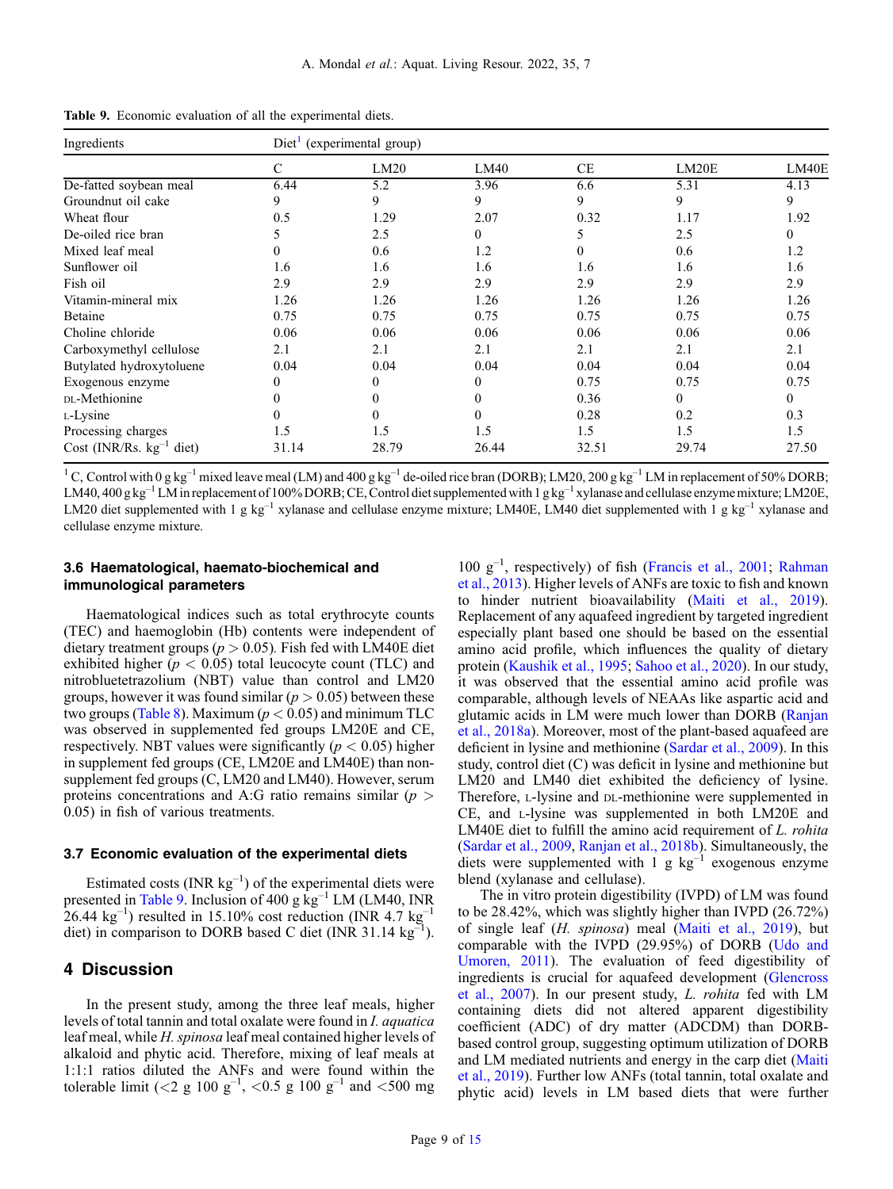**Table 9.** Economic evaluation of all the experimental diets.

| Ingredients | Diet[1] (experimental group) | | | | | |
|---|---|---|---|---|---|---|
| | C | LM20 | LM40 | CE | LM20E | LM40E |
| De-fatted soybean meal | 6.44 | 5.2 | 3.96 | 6.6 | 5.31 | 4.13 |
| Groundnut oil cake | 9 | 9 | 9 | 9 | 9 | 9 |
| Wheat flour | 0.5 | 1.29 | 2.07 | 0.32 | 1.17 | 1.92 |
| De-oiled rice bran | 5 | 2.5 | 0 | 5 | 2.5 | 0 |
| Mixed leaf meal | 0 | 0.6 | 1.2 | 0 | 0.6 | 1.2 |
| Sunflower oil | 1.6 | 1.6 | 1.6 | 1.6 | 1.6 | 1.6 |
| Fish oil | 2.9 | 2.9 | 2.9 | 2.9 | 2.9 | 2.9 |
| Vitamin-mineral mix | 1.26 | 1.26 | 1.26 | 1.26 | 1.26 | 1.26 |
| Betaine | 0.75 | 0.75 | 0.75 | 0.75 | 0.75 | 0.75 |
| Choline chloride | 0.06 | 0.06 | 0.06 | 0.06 | 0.06 | 0.06 |
| Carboxymethyl cellulose | 2.1 | 2.1 | 2.1 | 2.1 | 2.1 | 2.1 |
| Butylated hydroxytoluene | 0.04 | 0.04 | 0.04 | 0.04 | 0.04 | 0.04 |
| Exogenous enzyme | 0 | 0 | 0 | 0.75 | 0.75 | 0.75 |
| DL-Methionine | 0 | 0 | 0 | 0.36 | 0 | 0 |
| L-Lysine | 0 | 0 | 0 | 0.28 | 0.2 | 0.3 |
| Processing charges | 1.5 | 1.5 | 1.5 | 1.5 | 1.5 | 1.5 |
| Cost (INR/Rs. $kg^{-1}$ diet) | 31.14 | 28.79 | 26.44 | 32.51 | 29.74 | 27.50 |

[1] C, Control with 0 g $kg^{-1}$ mixed leave meal (LM) and 400 g $kg^{-1}$ de-oiled rice bran (DORB); LM20, 200 g $kg^{-1}$ LM in replacement of 50% DORB; LM40, 400 g $kg^{-1}$ LM in replacement of 100% DORB; CE, Control diet supplemented with 1 g $kg^{-1}$ xylanase and cellulase enzyme mixture; LM20E, LM20 diet supplemented with 1 g $kg^{-1}$ xylanase and cellulase enzyme mixture; LM40E, LM40 diet supplemented with 1 g $kg^{-1}$ xylanase and cellulase enzyme mixture.

### 3.6 Haematological, haemato-biochemical and immunological parameters

Haematological indices such as total erythrocyte counts (TEC) and haemoglobin (Hb) contents were independent of dietary treatment groups ($p > 0.05$). Fish fed with LM40E diet exhibited higher ($p < 0.05$) total leucocyte count (TLC) and nitrobluetetrazolium (NBT) value than control and LM20 groups, however it was found similar ($p > 0.05$) between these two groups (Table 8). Maximum ($p < 0.05$) and minimum TLC was observed in supplemented fed groups LM20E and CE, respectively. NBT values were significantly ($p < 0.05$) higher in supplement fed groups (CE, LM20E and LM40E) than non-supplement fed groups (C, LM20 and LM40). However, serum proteins concentrations and A:G ratio remains similar ($p > 0.05$) in fish of various treatments.

### 3.7 Economic evaluation of the experimental diets

Estimated costs (INR $kg^{-1}$) of the experimental diets were presented in Table 9. Inclusion of 400 g $kg^{-1}$ LM (LM40, INR 26.44 $kg^{-1}$) resulted in 15.10% cost reduction (INR 4.7 $kg^{-1}$ diet) in comparison to DORB based C diet (INR 31.14 $kg^{-1}$).

## 4 Discussion

In the present study, among the three leaf meals, higher levels of total tannin and total oxalate were found in *I. aquatica* leaf meal, while *H. spinosa* leaf meal contained higher levels of alkaloid and phytic acid. Therefore, mixing of leaf meals at 1:1:1 ratios diluted the ANFs and were found within the tolerable limit (<2 g 100 $g^{-1}$, <0.5 g 100 $g^{-1}$ and <500 mg 100 $g^{-1}$, respectively) of fish (Francis et al., 2001; Rahman et al., 2013). Higher levels of ANFs are toxic to fish and known to hinder nutrient bioavailability (Maiti et al., 2019). Replacement of any aquafeed ingredient by targeted ingredient especially plant based one should be based on the essential amino acid profile, which influences the quality of dietary protein (Kaushik et al., 1995; Sahoo et al., 2020). In our study, it was observed that the essential amino acid profile was comparable, although levels of NEAAs like aspartic acid and glutamic acids in LM were much lower than DORB (Ranjan et al., 2018a). Moreover, most of the plant-based aquafeed are deficient in lysine and methionine (Sardar et al., 2009). In this study, control diet (C) was deficit in lysine and methionine but LM20 and LM40 diet exhibited the deficiency of lysine. Therefore, L-lysine and DL-methionine were supplemented in CE, and L-lysine was supplemented in both LM20E and LM40E diet to fulfill the amino acid requirement of *L. rohita* (Sardar et al., 2009, Ranjan et al., 2018b). Simultaneously, the diets were supplemented with 1 g $kg^{-1}$ exogenous enzyme blend (xylanase and cellulase).

The in vitro protein digestibility (IVPD) of LM was found to be 28.42%, which was slightly higher than IVPD (26.72%) of single leaf (*H. spinosa*) meal (Maiti et al., 2019), but comparable with the IVPD (29.95%) of DORB (Udo and Umoren, 2011). The evaluation of feed digestibility of ingredients is crucial for aquafeed development (Glencross et al., 2007). In our present study, *L. rohita* fed with LM containing diets did not altered apparent digestibility coefficient (ADC) of dry matter (ADCDM) than DORB-based control group, suggesting optimum utilization of DORB and LM mediated nutrients and energy in the carp diet (Maiti et al., 2019). Further low ANFs (total tannin, total oxalate and phytic acid) levels in LM based diets that were further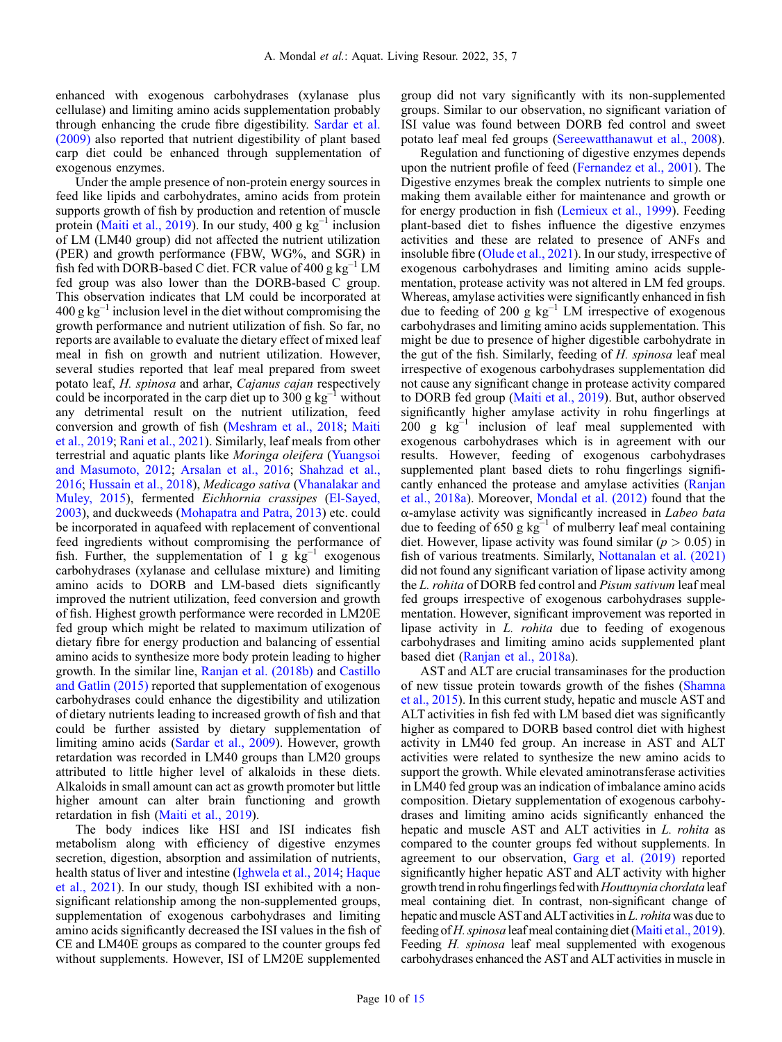enhanced with exogenous carbohydrases (xylanase plus cellulase) and limiting amino acids supplementation probably through enhancing the crude fibre digestibility. Sardar et al. (2009) also reported that nutrient digestibility of plant based carp diet could be enhanced through supplementation of exogenous enzymes.

Under the ample presence of non-protein energy sources in feed like lipids and carbohydrates, amino acids from protein supports growth of fish by production and retention of muscle protein (Maiti et al., 2019). In our study, 400 g $kg^{-1}$ inclusion of LM (LM40 group) did not affected the nutrient utilization (PER) and growth performance (FBW, WG%, and SGR) in fish fed with DORB-based C diet. FCR value of 400 g $kg^{-1}$ LM fed group was also lower than the DORB-based C group. This observation indicates that LM could be incorporated at 400 g $kg^{-1}$ inclusion level in the diet without compromising the growth performance and nutrient utilization of fish. So far, no reports are available to evaluate the dietary effect of mixed leaf meal in fish on growth and nutrient utilization. However, several studies reported that leaf meal prepared from sweet potato leaf, *H. spinosa* and arhar, *Cajanus cajan* respectively could be incorporated in the carp diet up to 300 g $kg^{-1}$ without any detrimental result on the nutrient utilization, feed conversion and growth of fish (Meshram et al., 2018; Maiti et al., 2019; Rani et al., 2021). Similarly, leaf meals from other terrestrial and aquatic plants like *Moringa oleifera* (Yuangsoi and Masumoto, 2012; Arsalan et al., 2016; Shahzad et al., 2016; Hussain et al., 2018), *Medicago sativa* (Vhanalakar and Muley, 2015), fermented *Eichhornia crassipes* (El-Sayed, 2003), and duckweeds (Mohapatra and Patra, 2013) etc. could be incorporated in aquafeed with replacement of conventional feed ingredients without compromising the performance of fish. Further, the supplementation of 1 g $kg^{-1}$ exogenous carbohydrases (xylanase and cellulase mixture) and limiting amino acids to DORB and LM-based diets significantly improved the nutrient utilization, feed conversion and growth of fish. Highest growth performance were recorded in LM20E fed group which might be related to maximum utilization of dietary fibre for energy production and balancing of essential amino acids to synthesize more body protein leading to higher growth. In the similar line, Ranjan et al. (2018b) and Castillo and Gatlin (2015) reported that supplementation of exogenous carbohydrases could enhance the digestibility and utilization of dietary nutrients leading to increased growth of fish and that could be further assisted by dietary supplementation of limiting amino acids (Sardar et al., 2009). However, growth retardation was recorded in LM40 groups than LM20 groups attributed to little higher level of alkaloids in these diets. Alkaloids in small amount can act as growth promoter but little higher amount can alter brain functioning and growth retardation in fish (Maiti et al., 2019).

The body indices like HSI and ISI indicates fish metabolism along with efficiency of digestive enzymes secretion, digestion, absorption and assimilation of nutrients, health status of liver and intestine (Ighwela et al., 2014; Haque et al., 2021). In our study, though ISI exhibited with a non-significant relationship among the non-supplemented groups, supplementation of exogenous carbohydrases and limiting amino acids significantly decreased the ISI values in the fish of CE and LM40E groups as compared to the counter groups fed without supplements. However, ISI of LM20E supplemented group did not vary significantly with its non-supplemented groups. Similar to our observation, no significant variation of ISI value was found between DORB fed control and sweet potato leaf meal fed groups (Sereewatthanawut et al., 2008).

Regulation and functioning of digestive enzymes depends upon the nutrient profile of feed (Fernandez et al., 2001). The Digestive enzymes break the complex nutrients to simple one making them available either for maintenance and growth or for energy production in fish (Lemieux et al., 1999). Feeding plant-based diet to fishes influence the digestive enzymes activities and these are related to presence of ANFs and insoluble fibre (Olude et al., 2021). In our study, irrespective of exogenous carbohydrases and limiting amino acids supplementation, protease activity was not altered in LM fed groups. Whereas, amylase activities were significantly enhanced in fish due to feeding of 200 g $kg^{-1}$ LM irrespective of exogenous carbohydrases and limiting amino acids supplementation. This might be due to presence of higher digestible carbohydrate in the gut of the fish. Similarly, feeding of *H. spinosa* leaf meal irrespective of exogenous carbohydrases supplementation did not cause any significant change in protease activity compared to DORB fed group (Maiti et al., 2019). But, author observed significantly higher amylase activity in rohu fingerlings at 200 g $kg^{-1}$ inclusion of leaf meal supplemented with exogenous carbohydrases which is in agreement with our results. However, feeding of exogenous carbohydrases supplemented plant based diets to rohu fingerlings significantly enhanced the protease and amylase activities (Ranjan et al., 2018a). Moreover, Mondal et al. (2012) found that the α-amylase activity was significantly increased in *Labeo bata* due to feeding of 650 g $kg^{-1}$ of mulberry leaf meal containing diet. However, lipase activity was found similar ($p > 0.05$) in fish of various treatments. Similarly, Nottanalan et al. (2021) did not found any significant variation of lipase activity among the *L. rohita* of DORB fed control and *Pisum sativum* leaf meal fed groups irrespective of exogenous carbohydrases supplementation. However, significant improvement was reported in lipase activity in *L. rohita* due to feeding of exogenous carbohydrases and limiting amino acids supplemented plant based diet (Ranjan et al., 2018a).

AST and ALT are crucial transaminases for the production of new tissue protein towards growth of the fishes (Shamna et al., 2015). In this current study, hepatic and muscle AST and ALT activities in fish fed with LM based diet was significantly higher as compared to DORB based control diet with highest activity in LM40 fed group. An increase in AST and ALT activities were related to synthesize the new amino acids to support the growth. While elevated aminotransferase activities in LM40 fed group was an indication of imbalance amino acids composition. Dietary supplementation of exogenous carbohydrases and limiting amino acids significantly enhanced the hepatic and muscle AST and ALT activities in *L. rohita* as compared to the counter groups fed without supplements. In agreement to our observation, Garg et al. (2019) reported significantly higher hepatic AST and ALT activity with higher growth trend in rohu fingerlings fed with *Houttuynia chordata* leaf meal containing diet. In contrast, non-significant change of hepatic and muscle AST and ALT activities in *L. rohita* was due to feeding of *H. spinosa* leaf meal containing diet (Maiti et al., 2019). Feeding *H. spinosa* leaf meal supplemented with exogenous carbohydrases enhanced the AST and ALT activities in muscle in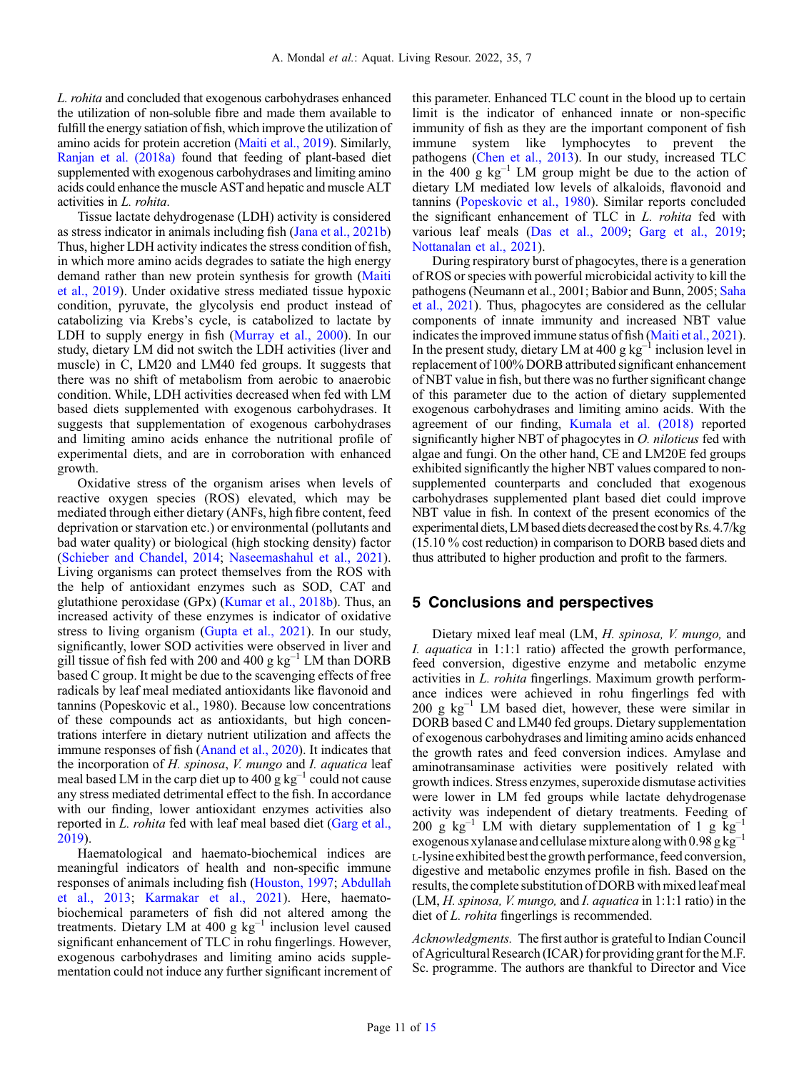*L. rohita* and concluded that exogenous carbohydrases enhanced the utilization of non-soluble fibre and made them available to fulfill the energy satiation of fish, which improve the utilization of amino acids for protein accretion (Maiti et al., 2019). Similarly, Ranjan et al. (2018a) found that feeding of plant-based diet supplemented with exogenous carbohydrases and limiting amino acids could enhance the muscle AST and hepatic and muscle ALT activities in *L. rohita*.

Tissue lactate dehydrogenase (LDH) activity is considered as stress indicator in animals including fish (Jana et al., 2021b) Thus, higher LDH activity indicates the stress condition of fish, in which more amino acids degrades to satiate the high energy demand rather than new protein synthesis for growth (Maiti et al., 2019). Under oxidative stress mediated tissue hypoxic condition, pyruvate, the glycolysis end product instead of catabolizing via Krebs's cycle, is catabolized to lactate by LDH to supply energy in fish (Murray et al., 2000). In our study, dietary LM did not switch the LDH activities (liver and muscle) in C, LM20 and LM40 fed groups. It suggests that there was no shift of metabolism from aerobic to anaerobic condition. While, LDH activities decreased when fed with LM based diets supplemented with exogenous carbohydrases. It suggests that supplementation of exogenous carbohydrases and limiting amino acids enhance the nutritional profile of experimental diets, and are in corroboration with enhanced growth.

Oxidative stress of the organism arises when levels of reactive oxygen species (ROS) elevated, which may be mediated through either dietary (ANFs, high fibre content, feed deprivation or starvation etc.) or environmental (pollutants and bad water quality) or biological (high stocking density) factor (Schieber and Chandel, 2014; Naseemashahul et al., 2021). Living organisms can protect themselves from the ROS with the help of antioxidant enzymes such as SOD, CAT and glutathione peroxidase (GPx) (Kumar et al., 2018b). Thus, an increased activity of these enzymes is indicator of oxidative stress to living organism (Gupta et al., 2021). In our study, significantly, lower SOD activities were observed in liver and gill tissue of fish fed with 200 and 400 g kg$^{-1}$ LM than DORB based C group. It might be due to the scavenging effects of free radicals by leaf meal mediated antioxidants like flavonoid and tannins (Popeskovic et al., 1980). Because low concentrations of these compounds act as antioxidants, but high concentrations interfere in dietary nutrient utilization and affects the immune responses of fish (Anand et al., 2020). It indicates that the incorporation of *H. spinosa*, *V. mungo* and *I. aquatica* leaf meal based LM in the carp diet up to 400 g kg$^{-1}$ could not cause any stress mediated detrimental effect to the fish. In accordance with our finding, lower antioxidant enzymes activities also reported in *L. rohita* fed with leaf meal based diet (Garg et al., 2019).

Haematological and haemato-biochemical indices are meaningful indicators of health and non-specific immune responses of animals including fish (Houston, 1997; Abdullah et al., 2013; Karmakar et al., 2021). Here, haemato-biochemical parameters of fish did not altered among the treatments. Dietary LM at 400 g kg$^{-1}$ inclusion level caused significant enhancement of TLC in rohu fingerlings. However, exogenous carbohydrases and limiting amino acids supplementation could not induce any further significant increment of this parameter. Enhanced TLC count in the blood up to certain limit is the indicator of enhanced innate or non-specific immunity of fish as they are the important component of fish immune system like lymphocytes to prevent the pathogens (Chen et al., 2013). In our study, increased TLC in the 400 g kg$^{-1}$ LM group might be due to the action of dietary LM mediated low levels of alkaloids, flavonoid and tannins (Popeskovic et al., 1980). Similar reports concluded the significant enhancement of TLC in *L. rohita* fed with various leaf meals (Das et al., 2009; Garg et al., 2019; Nottanalan et al., 2021).

During respiratory burst of phagocytes, there is a generation of ROS or species with powerful microbicidal activity to kill the pathogens (Neumann et al., 2001; Babior and Bunn, 2005; Saha et al., 2021). Thus, phagocytes are considered as the cellular components of innate immunity and increased NBT value indicates the improved immune status of fish (Maiti et al., 2021). In the present study, dietary LM at 400 g kg$^{-1}$ inclusion level in replacement of 100% DORB attributed significant enhancement of NBT value in fish, but there was no further significant change of this parameter due to the action of dietary supplemented exogenous carbohydrases and limiting amino acids. With the agreement of our finding, Kumala et al. (2018) reported significantly higher NBT of phagocytes in *O. niloticus* fed with algae and fungi. On the other hand, CE and LM20E fed groups exhibited significantly the higher NBT values compared to non-supplemented counterparts and concluded that exogenous carbohydrases supplemented plant based diet could improve NBT value in fish. In context of the present economics of the experimental diets, LM based diets decreased the cost by Rs. 4.7/kg (15.10 % cost reduction) in comparison to DORB based diets and thus attributed to higher production and profit to the farmers.

## 5 Conclusions and perspectives

Dietary mixed leaf meal (LM, *H. spinosa, V. mungo,* and *I. aquatica* in 1:1:1 ratio) affected the growth performance, feed conversion, digestive enzyme and metabolic enzyme activities in *L. rohita* fingerlings. Maximum growth performance indices were achieved in rohu fingerlings fed with 200 g kg$^{-1}$ LM based diet, however, these were similar in DORB based C and LM40 fed groups. Dietary supplementation of exogenous carbohydrases and limiting amino acids enhanced the growth rates and feed conversion indices. Amylase and aminotransaminase activities were positively related with growth indices. Stress enzymes, superoxide dismutase activities were lower in LM fed groups while lactate dehydrogenase activity was independent of dietary treatments. Feeding of 200 g kg$^{-1}$ LM with dietary supplementation of 1 g kg$^{-1}$ exogenous xylanase and cellulase mixture along with 0.98 g kg$^{-1}$ L-lysine exhibited best the growth performance, feed conversion, digestive and metabolic enzymes profile in fish. Based on the results, the complete substitution of DORB with mixed leaf meal (LM, *H. spinosa, V. mungo,* and *I. aquatica* in 1:1:1 ratio) in the diet of *L. rohita* fingerlings is recommended.

*Acknowledgments.* The first author is grateful to Indian Council of Agricultural Research (ICAR) for providing grant for the M.F. Sc. programme. The authors are thankful to Director and Vice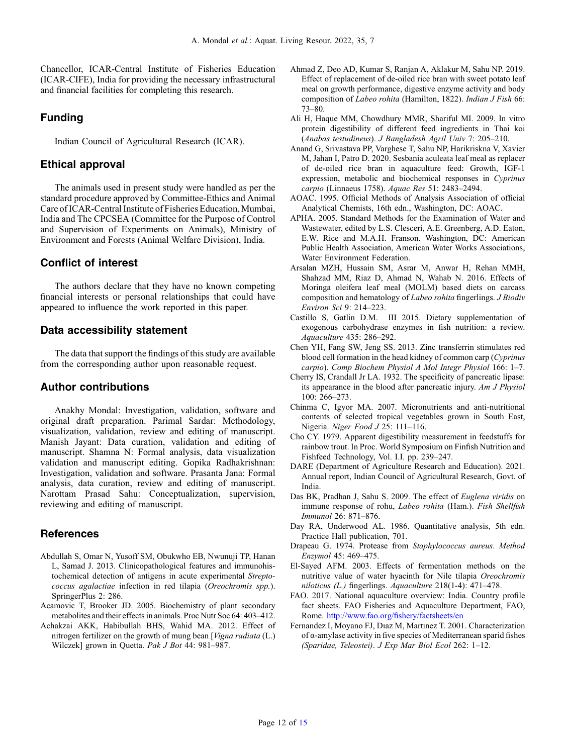Chancellor, ICAR-Central Institute of Fisheries Education (ICAR-CIFE), India for providing the necessary infrastructural and financial facilities for completing this research.

## Funding

Indian Council of Agricultural Research (ICAR).

## Ethical approval

The animals used in present study were handled as per the standard procedure approved by Committee-Ethics and Animal Care of ICAR-Central Institute of Fisheries Education, Mumbai, India and The CPCSEA (Committee for the Purpose of Control and Supervision of Experiments on Animals), Ministry of Environment and Forests (Animal Welfare Division), India.

## Conflict of interest

The authors declare that they have no known competing financial interests or personal relationships that could have appeared to influence the work reported in this paper.

## Data accessibility statement

The data that support the findings of this study are available from the corresponding author upon reasonable request.

## Author contributions

Anakhy Mondal: Investigation, validation, software and original draft preparation. Parimal Sardar: Methodology, visualization, validation, review and editing of manuscript. Manish Jayant: Data curation, validation and editing of manuscript. Shamna N: Formal analysis, data visualization validation and manuscript editing. Gopika Radhakrishnan: Investigation, validation and software. Prasanta Jana: Formal analysis, data curation, review and editing of manuscript. Narottam Prasad Sahu: Conceptualization, supervision, reviewing and editing of manuscript.

## References

Abdullah S, Omar N, Yusoff SM, Obukwho EB, Nwunuji TP, Hanan L, Samad J. 2013. Clinicopathological features and immunohistochemical detection of antigens in acute experimental *Streptococcus agalactiae* infection in red tilapia (*Oreochromis spp.*). SpringerPlus 2: 286.

Acamovic T, Brooker JD. 2005. Biochemistry of plant secondary metabolites and their effects in animals. Proc Nutr Soc 64: 403–412.

Achakzai AKK, Habibullah BHS, Wahid MA. 2012. Effect of nitrogen fertilizer on the growth of mung bean [*Vigna radiata* (L.) Wilczek] grown in Quetta. *Pak J Bot* 44: 981–987.

Ahmad Z, Deo AD, Kumar S, Ranjan A, Aklakur M, Sahu NP. 2019. Effect of replacement of de-oiled rice bran with sweet potato leaf meal on growth performance, digestive enzyme activity and body composition of *Labeo rohita* (Hamilton, 1822). *Indian J Fish* 66: 73–80.

Ali H, Haque MM, Chowdhury MMR, Shariful MI. 2009. In vitro protein digestibility of different feed ingredients in Thai koi (*Anabas testudineus*). *J Bangladesh Agril Univ* 7: 205–210.

Anand G, Srivastava PP, Varghese T, Sahu NP, Harikriskna V, Xavier M, Jahan I, Patro D. 2020. Sesbania aculeata leaf meal as replacer of de-oiled rice bran in aquaculture feed: Growth, IGF-1 expression, metabolic and biochemical responses in *Cyprinus carpio* (Linnaeus 1758). *Aquac Res* 51: 2483–2494.

AOAC. 1995. Official Methods of Analysis Association of official Analytical Chemists, 16th edn., Washington, DC: AOAC.

APHA. 2005. Standard Methods for the Examination of Water and Wastewater, edited by L.S. Clesceri, A.E. Greenberg, A.D. Eaton, E.W. Rice and M.A.H. Franson. Washington, DC: American Public Health Association, American Water Works Associations, Water Environment Federation.

Arsalan MZH, Hussain SM, Asrar M, Anwar H, Rehan MMH, Shahzad MM, Riaz D, Ahmad N, Wahab N. 2016. Effects of Moringa oleifera leaf meal (MOLM) based diets on carcass composition and hematology of *Labeo rohita* fingerlings. *J Biodiv Environ Sci* 9: 214–223.

Castillo S, Gatlin D.M. III 2015. Dietary supplementation of exogenous carbohydrase enzymes in fish nutrition: a review. *Aquaculture* 435: 286–292.

Chen YH, Fang SW, Jeng SS. 2013. Zinc transferrin stimulates red blood cell formation in the head kidney of common carp (*Cyprinus carpio*). *Comp Biochem Physiol A Mol Integr Physiol* 166: 1–7.

Cherry IS, Crandall Jr LA. 1932. The specificity of pancreatic lipase: its appearance in the blood after pancreatic injury. *Am J Physiol* 100: 266–273.

Chinma C, Igyor MA. 2007. Micronutrients and anti-nutritional contents of selected tropical vegetables grown in South East, Nigeria. *Niger Food J* 25: 111–116.

Cho CY. 1979. Apparent digestibility measurement in feedstuffs for rainbow trout. In Proc. World Symposium on Finfish Nutrition and Fishfeed Technology, Vol. I.I. pp. 239–247.

DARE (Department of Agriculture Research and Education). 2021. Annual report, Indian Council of Agricultural Research, Govt. of India.

Das BK, Pradhan J, Sahu S. 2009. The effect of *Euglena viridis* on immune response of rohu, *Labeo rohita* (Ham.). *Fish Shellfish Immunol* 26: 871–876.

Day RA, Underwood AL. 1986. Quantitative analysis, 5th edn. Practice Hall publication, 701.

Drapeau G. 1974. Protease from *Staphylococcus aureus*. *Method Enzymol* 45: 469–475.

El-Sayed AFM. 2003. Effects of fermentation methods on the nutritive value of water hyacinth for Nile tilapia *Oreochromis niloticus (L.)* fingerlings. *Aquaculture* 218(1-4): 471–478.

FAO. 2017. National aquaculture overview: India. Country profile fact sheets. FAO Fisheries and Aquaculture Department, FAO, Rome. http://www.fao.org/fishery/factsheets/en

Fernandez I, Moyano FJ, Dıaz M, Martınez T. 2001. Characterization of α-amylase activity in five species of Mediterranean sparid fishes *(Sparidae, Teleostei)*. *J Exp Mar Biol Ecol* 262: 1–12.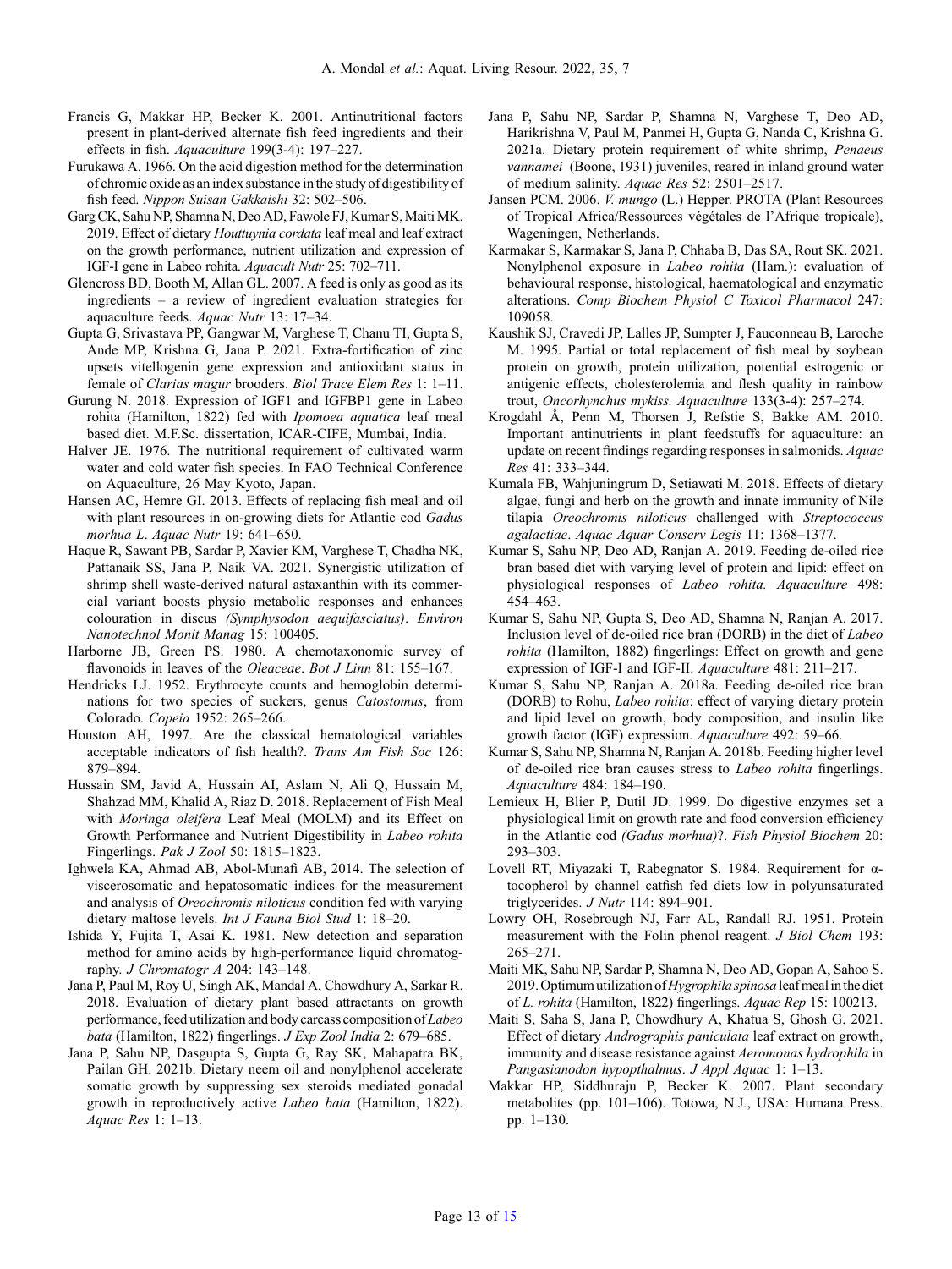Francis G, Makkar HP, Becker K. 2001. Antinutritional factors present in plant-derived alternate fish feed ingredients and their effects in fish. *Aquaculture* 199(3-4): 197–227.

Furukawa A. 1966. On the acid digestion method for the determination of chromic oxide as an index substance in the study of digestibility of fish feed. *Nippon Suisan Gakkaishi* 32: 502–506.

Garg CK, Sahu NP, Shamna N, Deo AD, Fawole FJ, Kumar S, Maiti MK. 2019. Effect of dietary *Houttuynia cordata* leaf meal and leaf extract on the growth performance, nutrient utilization and expression of IGF-I gene in Labeo rohita. *Aquacult Nutr* 25: 702–711.

Glencross BD, Booth M, Allan GL. 2007. A feed is only as good as its ingredients – a review of ingredient evaluation strategies for aquaculture feeds. *Aquac Nutr* 13: 17–34.

Gupta G, Srivastava PP, Gangwar M, Varghese T, Chanu TI, Gupta S, Ande MP, Krishna G, Jana P. 2021. Extra-fortification of zinc upsets vitellogenin gene expression and antioxidant status in female of *Clarias magur* brooders. *Biol Trace Elem Res* 1: 1–11.

Gurung N. 2018. Expression of IGF1 and IGFBP1 gene in Labeo rohita (Hamilton, 1822) fed with *Ipomoea aquatica* leaf meal based diet. M.F.Sc. dissertation, ICAR-CIFE, Mumbai, India.

Halver JE. 1976. The nutritional requirement of cultivated warm water and cold water fish species. In FAO Technical Conference on Aquaculture, 26 May Kyoto, Japan.

Hansen AC, Hemre GI. 2013. Effects of replacing fish meal and oil with plant resources in on-growing diets for Atlantic cod *Gadus morhua L*. *Aquac Nutr* 19: 641–650.

Haque R, Sawant PB, Sardar P, Xavier KM, Varghese T, Chadha NK, Pattanaik SS, Jana P, Naik VA. 2021. Synergistic utilization of shrimp shell waste-derived natural astaxanthin with its commercial variant boosts physio metabolic responses and enhances colouration in discus *(Symphysodon aequifasciatus)*. *Environ Nanotechnol Monit Manag* 15: 100405.

Harborne JB, Green PS. 1980. A chemotaxonomic survey of flavonoids in leaves of the *Oleaceae*. *Bot J Linn* 81: 155–167.

Hendricks LJ. 1952. Erythrocyte counts and hemoglobin determinations for two species of suckers, genus *Catostomus*, from Colorado. *Copeia* 1952: 265–266.

Houston AH, 1997. Are the classical hematological variables acceptable indicators of fish health?. *Trans Am Fish Soc* 126: 879–894.

Hussain SM, Javid A, Hussain AI, Aslam N, Ali Q, Hussain M, Shahzad MM, Khalid A, Riaz D. 2018. Replacement of Fish Meal with *Moringa oleifera* Leaf Meal (MOLM) and its Effect on Growth Performance and Nutrient Digestibility in *Labeo rohita* Fingerlings. *Pak J Zool* 50: 1815–1823.

Ighwela KA, Ahmad AB, Abol-Munafi AB, 2014. The selection of viscerosomatic and hepatosomatic indices for the measurement and analysis of *Oreochromis niloticus* condition fed with varying dietary maltose levels. *Int J Fauna Biol Stud* 1: 18–20.

Ishida Y, Fujita T, Asai K. 1981. New detection and separation method for amino acids by high-performance liquid chromatography. *J Chromatogr A* 204: 143–148.

Jana P, Paul M, Roy U, Singh AK, Mandal A, Chowdhury A, Sarkar R. 2018. Evaluation of dietary plant based attractants on growth performance, feed utilization and body carcass composition of *Labeo bata* (Hamilton, 1822) fingerlings. *J Exp Zool India* 2: 679–685.

Jana P, Sahu NP, Dasgupta S, Gupta G, Ray SK, Mahapatra BK, Pailan GH. 2021b. Dietary neem oil and nonylphenol accelerate somatic growth by suppressing sex steroids mediated gonadal growth in reproductively active *Labeo bata* (Hamilton, 1822). *Aquac Res* 1: 1–13.

Jana P, Sahu NP, Sardar P, Shamna N, Varghese T, Deo AD, Harikrishna V, Paul M, Panmei H, Gupta G, Nanda C, Krishna G. 2021a. Dietary protein requirement of white shrimp, *Penaeus vannamei* (Boone, 1931) juveniles, reared in inland ground water of medium salinity. *Aquac Res* 52: 2501–2517.

Jansen PCM. 2006. *V. mungo* (L.) Hepper. PROTA (Plant Resources of Tropical Africa/Ressources végétales de l'Afrique tropicale), Wageningen, Netherlands.

Karmakar S, Karmakar S, Jana P, Chhaba B, Das SA, Rout SK. 2021. Nonylphenol exposure in *Labeo rohita* (Ham.): evaluation of behavioural response, histological, haematological and enzymatic alterations. *Comp Biochem Physiol C Toxicol Pharmacol* 247: 109058.

Kaushik SJ, Cravedi JP, Lalles JP, Sumpter J, Fauconneau B, Laroche M. 1995. Partial or total replacement of fish meal by soybean protein on growth, protein utilization, potential estrogenic or antigenic effects, cholesterolemia and flesh quality in rainbow trout, *Oncorhynchus mykiss. Aquaculture* 133(3-4): 257–274.

Krogdahl Å, Penn M, Thorsen J, Refstie S, Bakke AM. 2010. Important antinutrients in plant feedstuffs for aquaculture: an update on recent findings regarding responses in salmonids. *Aquac Res* 41: 333–344.

Kumala FB, Wahjuningrum D, Setiawati M. 2018. Effects of dietary algae, fungi and herb on the growth and innate immunity of Nile tilapia *Oreochromis niloticus* challenged with *Streptococcus agalactiae*. *Aquac Aquar Conserv Legis* 11: 1368–1377.

Kumar S, Sahu NP, Deo AD, Ranjan A. 2019. Feeding de-oiled rice bran based diet with varying level of protein and lipid: effect on physiological responses of *Labeo rohita. Aquaculture* 498: 454–463.

Kumar S, Sahu NP, Gupta S, Deo AD, Shamna N, Ranjan A. 2017. Inclusion level of de-oiled rice bran (DORB) in the diet of *Labeo rohita* (Hamilton, 1882) fingerlings: Effect on growth and gene expression of IGF-I and IGF-II. *Aquaculture* 481: 211–217.

Kumar S, Sahu NP, Ranjan A. 2018a. Feeding de-oiled rice bran (DORB) to Rohu, *Labeo rohita*: effect of varying dietary protein and lipid level on growth, body composition, and insulin like growth factor (IGF) expression. *Aquaculture* 492: 59–66.

Kumar S, Sahu NP, Shamna N, Ranjan A. 2018b. Feeding higher level of de-oiled rice bran causes stress to *Labeo rohita* fingerlings. *Aquaculture* 484: 184–190.

Lemieux H, Blier P, Dutil JD. 1999. Do digestive enzymes set a physiological limit on growth rate and food conversion efficiency in the Atlantic cod *(Gadus morhua)*?. *Fish Physiol Biochem* 20: 293–303.

Lovell RT, Miyazaki T, Rabegnator S. 1984. Requirement for α-tocopherol by channel catfish fed diets low in polyunsaturated triglycerides. *J Nutr* 114: 894–901.

Lowry OH, Rosebrough NJ, Farr AL, Randall RJ. 1951. Protein measurement with the Folin phenol reagent. *J Biol Chem* 193: 265–271.

Maiti MK, Sahu NP, Sardar P, Shamna N, Deo AD, Gopan A, Sahoo S. 2019. Optimum utilization of *Hygrophila spinosa* leaf meal in the diet of *L. rohita* (Hamilton, 1822) fingerlings. *Aquac Rep* 15: 100213.

Maiti S, Saha S, Jana P, Chowdhury A, Khatua S, Ghosh G. 2021. Effect of dietary *Andrographis paniculata* leaf extract on growth, immunity and disease resistance against *Aeromonas hydrophila* in *Pangasianodon hypopthalmus*. *J Appl Aquac* 1: 1–13.

Makkar HP, Siddhuraju P, Becker K. 2007. Plant secondary metabolites (pp. 101–106). Totowa, N.J., USA: Humana Press. pp. 1–130.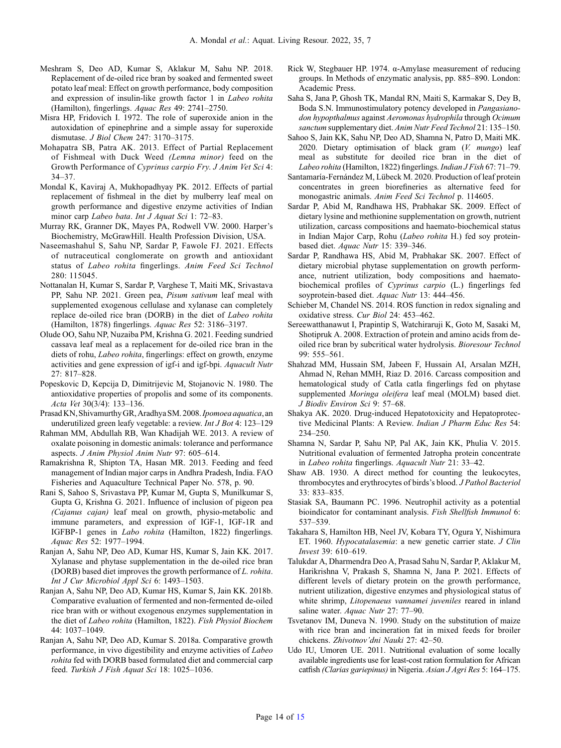Meshram S, Deo AD, Kumar S, Aklakur M, Sahu NP. 2018. Replacement of de-oiled rice bran by soaked and fermented sweet potato leaf meal: Effect on growth performance, body composition and expression of insulin-like growth factor 1 in *Labeo rohita* (Hamilton), fingerlings. *Aquac Res* 49: 2741–2750.

Misra HP, Fridovich I. 1972. The role of superoxide anion in the autoxidation of epinephrine and a simple assay for superoxide dismutase. *J Biol Chem* 247: 3170–3175.

Mohapatra SB, Patra AK. 2013. Effect of Partial Replacement of Fishmeal with Duck Weed *(Lemna minor)* feed on the Growth Performance of *Cyprinus carpio Fry*. *J Anim Vet Sci* 4: 34–37.

Mondal K, Kaviraj A, Mukhopadhyay PK. 2012. Effects of partial replacement of fishmeal in the diet by mulberry leaf meal on growth performance and digestive enzyme activities of Indian minor carp *Labeo bata*. *Int J Aquat Sci* 1: 72–83.

Murray RK, Granner DK, Mayes PA, Rodwell VW. 2000. Harper's Biochemistry, McGrawHill. Health Profession Division, USA.

Naseemashahul S, Sahu NP, Sardar P, Fawole FJ. 2021. Effects of nutraceutical conglomerate on growth and antioxidant status of *Labeo rohita* fingerlings. *Anim Feed Sci Technol* 280: 115045.

Nottanalan H, Kumar S, Sardar P, Varghese T, Maiti MK, Srivastava PP, Sahu NP. 2021. Green pea, *Pisum sativum* leaf meal with supplemented exogenous cellulase and xylanase can completely replace de-oiled rice bran (DORB) in the diet of *Labeo rohita* (Hamilton, 1878) fingerlings. *Aquac Res* 52: 3186–3197.

Olude OO, Sahu NP, Nuzaiba PM, Krishna G. 2021. Feeding sundried cassava leaf meal as a replacement for de-oiled rice bran in the diets of rohu, *Labeo rohita*, fingerlings: effect on growth, enzyme activities and gene expression of igf-i and igf-bpi. *Aquacult Nutr* 27: 817–828.

Popeskovic D, Kepcija D, Dimitrijevic M, Stojanovic N. 1980. The antioxidative properties of propolis and some of its components. *Acta Vet* 30(3/4): 133–136.

Prasad KN, Shivamurthy GR, Aradhya SM. 2008. *Ipomoea aquatica*, an underutilized green leafy vegetable: a review. *Int J Bot* 4: 123–129

Rahman MM, Abdullah RB, Wan Khadijah WE. 2013. A review of oxalate poisoning in domestic animals: tolerance and performance aspects. *J Anim Physiol Anim Nutr* 97: 605–614.

Ramakrishna R, Shipton TA, Hasan MR. 2013. Feeding and feed management of Indian major carps in Andhra Pradesh, India. FAO Fisheries and Aquaculture Technical Paper No. 578, p. 90.

Rani S, Sahoo S, Srivastava PP, Kumar M, Gupta S, Munilkumar S, Gupta G, Krishna G. 2021. Influence of inclusion of pigeon pea *(Cajanus cajan)* leaf meal on growth, physio-metabolic and immune parameters, and expression of IGF-1, IGF-1R and IGFBP-1 genes in *Labo rohita* (Hamilton, 1822) fingerlings. *Aquac Res* 52: 1977–1994.

Ranjan A, Sahu NP, Deo AD, Kumar HS, Kumar S, Jain KK. 2017. Xylanase and phytase supplementation in the de-oiled rice bran (DORB) based diet improves the growth performance of *L. rohita*. *Int J Cur Microbiol Appl Sci* 6: 1493–1503.

Ranjan A, Sahu NP, Deo AD, Kumar HS, Kumar S, Jain KK. 2018b. Comparative evaluation of fermented and non-fermented de-oiled rice bran with or without exogenous enzymes supplementation in the diet of *Labeo rohita* (Hamilton, 1822). *Fish Physiol Biochem* 44: 1037–1049.

Ranjan A, Sahu NP, Deo AD, Kumar S. 2018a. Comparative growth performance, in vivo digestibility and enzyme activities of *Labeo rohita* fed with DORB based formulated diet and commercial carp feed. *Turkish J Fish Aquat Sci* 18: 1025–1036.

Rick W, Stegbauer HP. 1974. α-Amylase measurement of reducing groups. In Methods of enzymatic analysis, pp. 885–890. London: Academic Press.

Saha S, Jana P, Ghosh TK, Mandal RN, Maiti S, Karmakar S, Dey B, Boda S.N. Immunostimulatory potency developed in *Pangasianodon hypopthalmus* against *Aeromonas hydrophila* through *Ocimum sanctum* supplementary diet. *Anim Nutr Feed Technol* 21: 135–150.

Sahoo S, Jain KK, Sahu NP, Deo AD, Shamna N, Patro D, Maiti MK. 2020. Dietary optimisation of black gram (*V. mungo*) leaf meal as substitute for deoiled rice bran in the diet of *Labeo rohita* (Hamilton, 1822) fingerlings. *Indian J Fish* 67: 71–79.

Santamaría-Fernández M, Lübeck M. 2020. Production of leaf protein concentrates in green biorefineries as alternative feed for monogastric animals. *Anim Feed Sci Technol* p. 114605.

Sardar P, Abid M, Randhawa HS, Prabhakar SK. 2009. Effect of dietary lysine and methionine supplementation on growth, nutrient utilization, carcass compositions and haemato-biochemical status in Indian Major Carp, Rohu (*Labeo rohita* H.) fed soy protein-based diet. *Aquac Nutr* 15: 339–346.

Sardar P, Randhawa HS, Abid M, Prabhakar SK. 2007. Effect of dietary microbial phytase supplementation on growth performance, nutrient utilization, body compositions and haemato-biochemical profiles of *Cyprinus carpio* (L.) fingerlings fed soyprotein-based diet. *Aquac Nutr* 13: 444–456.

Schieber M, Chandel NS. 2014. ROS function in redox signaling and oxidative stress. *Cur Biol* 24: 453–462.

Sereewatthanawut I, Prapintip S, Watchiraruji K, Goto M, Sasaki M, Shotipruk A. 2008. Extraction of protein and amino acids from de-oiled rice bran by subcritical water hydrolysis. *Bioresour Technol* 99: 555–561.

Shahzad MM, Hussain SM, Jabeen F, Hussain AI, Arsalan MZH, Ahmad N, Rehan MMH, Riaz D. 2016. Carcass composition and hematological study of Catla catla fingerlings fed on phytase supplemented *Moringa oleifera* leaf meal (MOLM) based diet. *J Biodiv Environ Sci* 9: 57–68.

Shakya AK. 2020. Drug-induced Hepatotoxicity and Hepatoprotective Medicinal Plants: A Review. *Indian J Pharm Educ Res* 54: 234–250.

Shamna N, Sardar P, Sahu NP, Pal AK, Jain KK, Phulia V. 2015. Nutritional evaluation of fermented Jatropha protein concentrate in *Labeo rohita* fingerlings. *Aquacult Nutr* 21: 33–42.

Shaw AB. 1930. A direct method for counting the leukocytes, thrombocytes and erythrocytes of birds's blood. *J Pathol Bacteriol* 33: 833–835.

Stasiak SA, Baumann PC. 1996. Neutrophil activity as a potential bioindicator for contaminant analysis. *Fish Shellfish Immunol* 6: 537–539.

Takahara S, Hamilton HB, Neel JV, Kobara TY, Ogura Y, Nishimura ET. 1960. *Hypocatalasemia*: a new genetic carrier state. *J Clin Invest* 39: 610–619.

Talukdar A, Dharmendra Deo A, Prasad Sahu N, Sardar P, Aklakur M, Harikrishna V, Prakash S, Shamna N, Jana P. 2021. Effects of different levels of dietary protein on the growth performance, nutrient utilization, digestive enzymes and physiological status of white shrimp, *Litopenaeus vannamei juveniles* reared in inland saline water. *Aquac Nutr* 27: 77–90.

Tsvetanov IM, Duneva N. 1990. Study on the substitution of maize with rice bran and incineration fat in mixed feeds for broiler chickens. *Zhivotnov'dni Nauki* 27: 42–50.

Udo IU, Umoren UE. 2011. Nutritional evaluation of some locally available ingredients use for least-cost ration formulation for African catfish *(Clarias gariepinus)* in Nigeria. *Asian J Agri Res* 5: 164–175.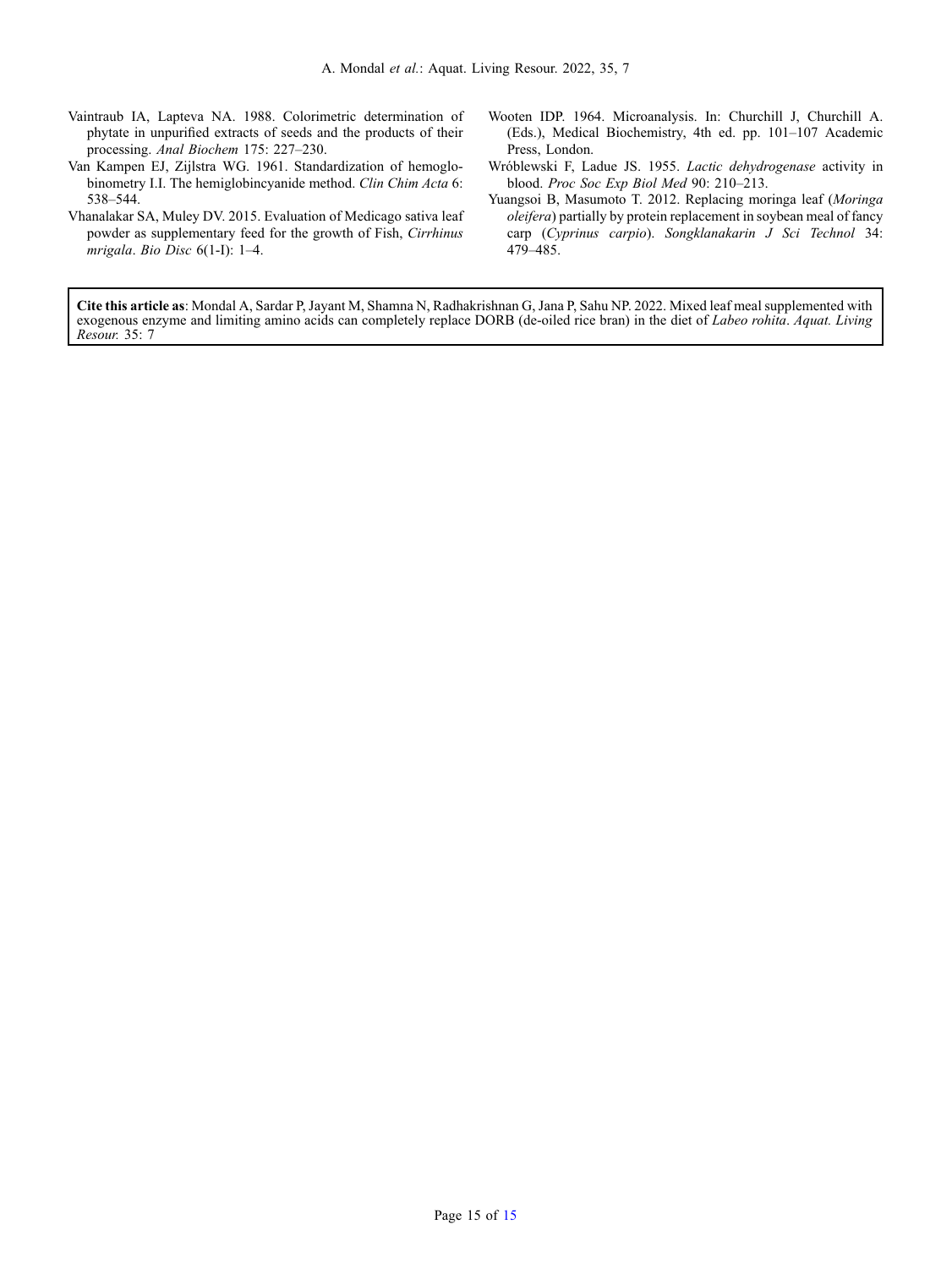Vaintraub IA, Lapteva NA. 1988. Colorimetric determination of phytate in unpurified extracts of seeds and the products of their processing. *Anal Biochem* 175: 227–230.

Van Kampen EJ, Zijlstra WG. 1961. Standardization of hemoglobinometry I.I. The hemiglobincyanide method. *Clin Chim Acta* 6: 538–544.

Vhanalakar SA, Muley DV. 2015. Evaluation of Medicago sativa leaf powder as supplementary feed for the growth of Fish, *Cirrhinus mrigala*. *Bio Disc* 6(1-I): 1–4.

Wooten IDP. 1964. Microanalysis. In: Churchill J, Churchill A. (Eds.), Medical Biochemistry, 4th ed. pp. 101–107 Academic Press, London.

Wróblewski F, Ladue JS. 1955. *Lactic dehydrogenase* activity in blood. *Proc Soc Exp Biol Med* 90: 210–213.

Yuangsoi B, Masumoto T. 2012. Replacing moringa leaf (*Moringa oleifera*) partially by protein replacement in soybean meal of fancy carp (*Cyprinus carpio*). *Songklanakarin J Sci Technol* 34: 479–485.

**Cite this article as**: Mondal A, Sardar P, Jayant M, Shamna N, Radhakrishnan G, Jana P, Sahu NP. 2022. Mixed leaf meal supplemented with exogenous enzyme and limiting amino acids can completely replace DORB (de-oiled rice bran) in the diet of *Labeo rohita*. *Aquat. Living Resour.* 35: 7